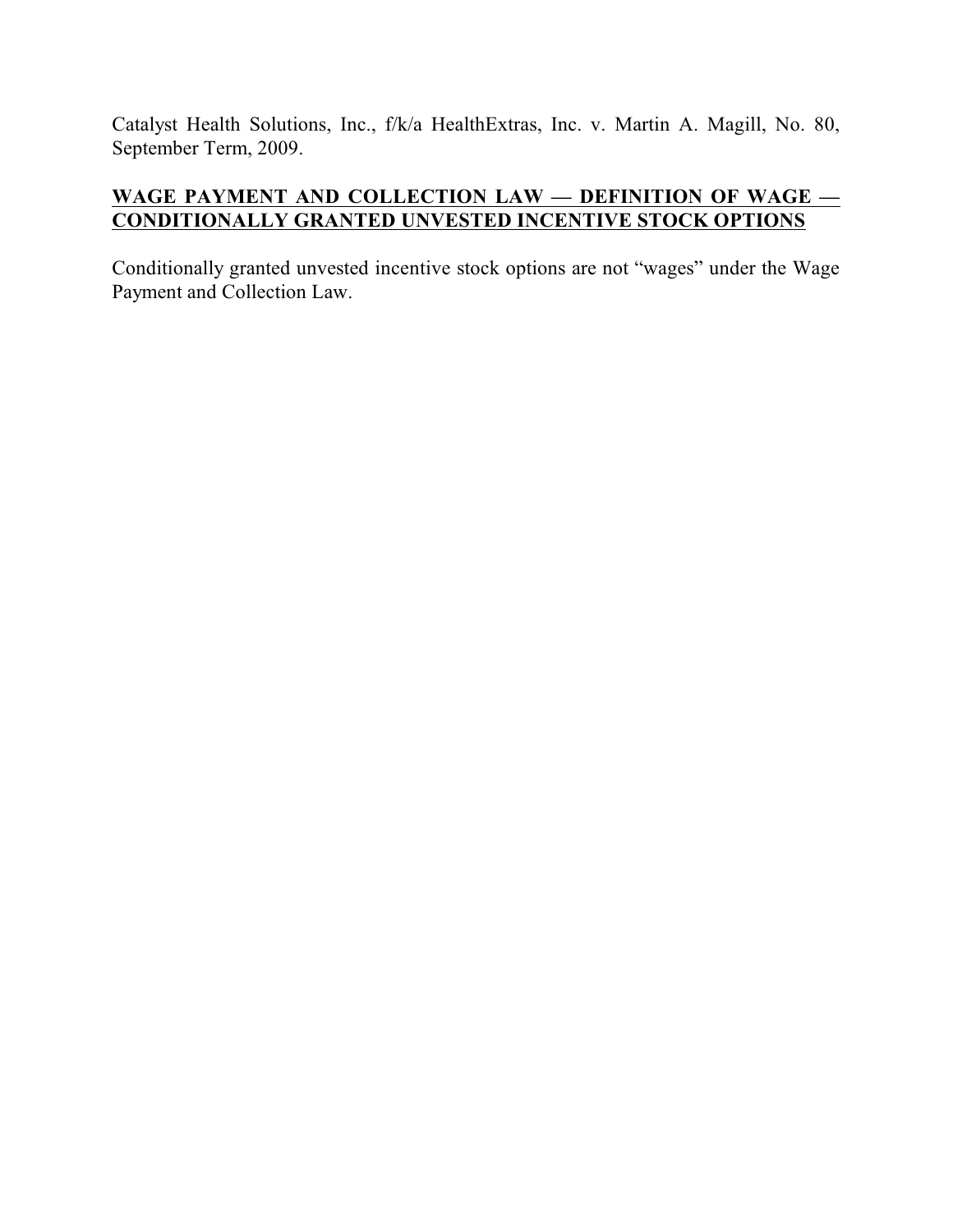Catalyst Health Solutions, Inc., f/k/a HealthExtras, Inc. v. Martin A. Magill, No. 80, September Term, 2009.

**WAGE PAYMENT AND COLLECTION LAW — DEFINITION OF WAGE — CONDITIONALLY GRANTED UNVESTED INCENTIVE STOCK OPTIONS**

Conditionally granted unvested incentive stock options are not "wages" under the Wage Payment and Collection Law.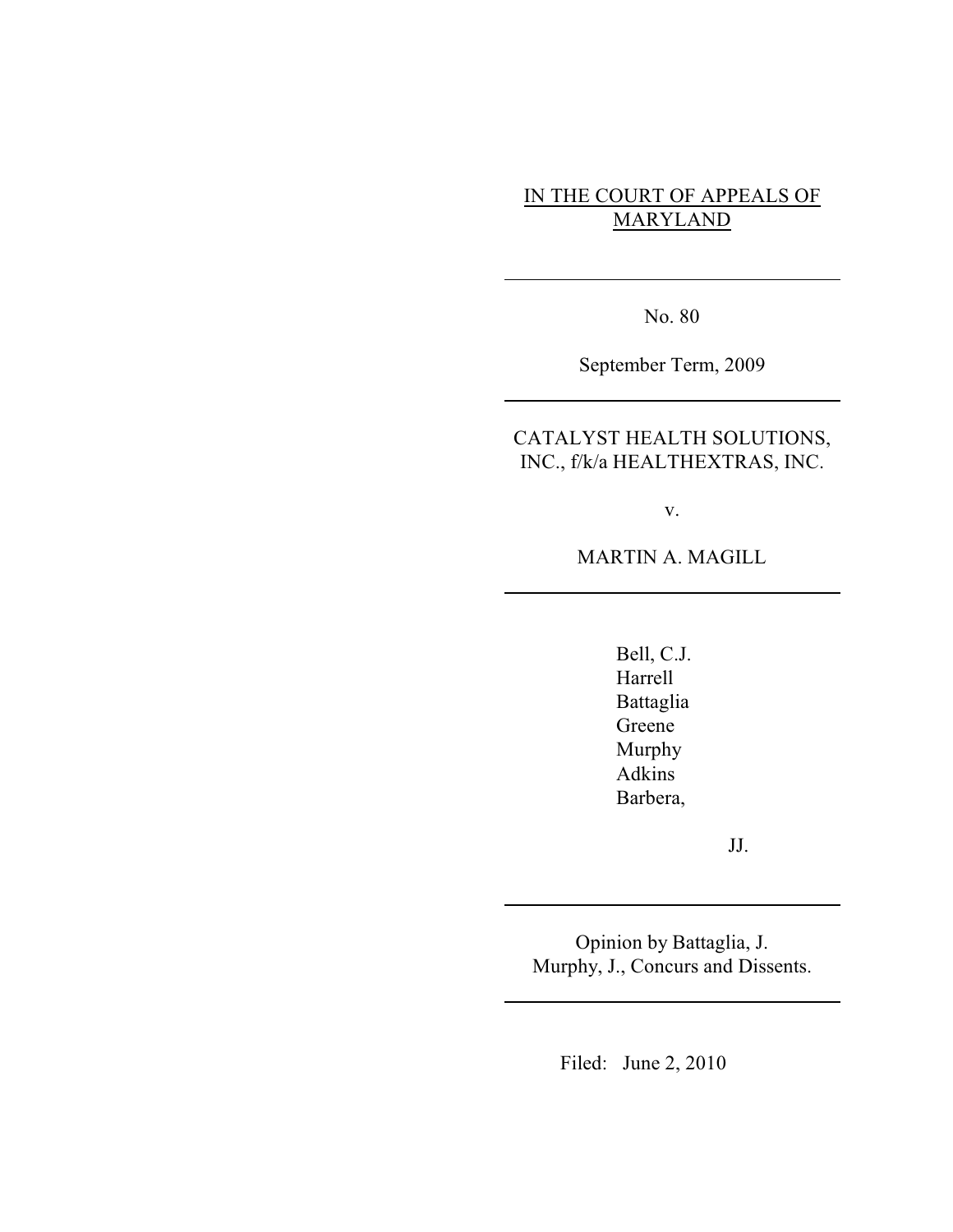IN THE COURT OF APPEALS OF MARYLAND

---

No. 80

September Term, 2009

---

CATALYST HEALTH SOLUTIONS, INC., f/k/a HEALTHEXTRAS, INC.

v.

MARTIN A. MAGILL

---

Bell, C.J.
Harrell
Battaglia
Greene
Murphy
Adkins
Barbera,

JJ.

---

Opinion by Battaglia, J.
Murphy, J., Concurs and Dissents.

---

Filed: June 2, 2010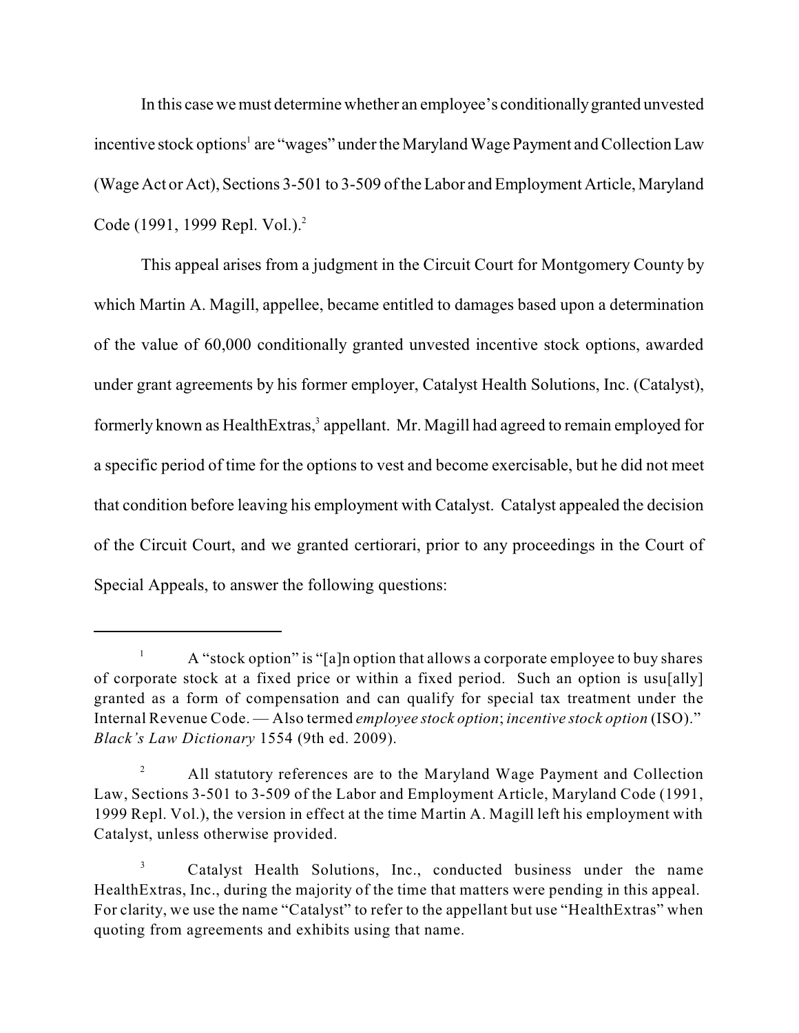In this case we must determine whether an employee's conditionally granted unvested incentive stock options[1] are "wages" under the Maryland Wage Payment and Collection Law (Wage Act or Act), Sections 3-501 to 3-509 of the Labor and Employment Article, Maryland Code (1991, 1999 Repl. Vol.).[2]

This appeal arises from a judgment in the Circuit Court for Montgomery County by which Martin A. Magill, appellee, became entitled to damages based upon a determination of the value of 60,000 conditionally granted unvested incentive stock options, awarded under grant agreements by his former employer, Catalyst Health Solutions, Inc. (Catalyst), formerly known as HealthExtras,[3] appellant. Mr. Magill had agreed to remain employed for a specific period of time for the options to vest and become exercisable, but he did not meet that condition before leaving his employment with Catalyst. Catalyst appealed the decision of the Circuit Court, and we granted certiorari, prior to any proceedings in the Court of Special Appeals, to answer the following questions:

---

[1] A "stock option" is "[a]n option that allows a corporate employee to buy shares of corporate stock at a fixed price or within a fixed period. Such an option is usu[ally] granted as a form of compensation and can qualify for special tax treatment under the Internal Revenue Code. — Also termed *employee stock option*; *incentive stock option* (ISO)." *Black's Law Dictionary* 1554 (9th ed. 2009).

[2] All statutory references are to the Maryland Wage Payment and Collection Law, Sections 3-501 to 3-509 of the Labor and Employment Article, Maryland Code (1991, 1999 Repl. Vol.), the version in effect at the time Martin A. Magill left his employment with Catalyst, unless otherwise provided.

[3] Catalyst Health Solutions, Inc., conducted business under the name HealthExtras, Inc., during the majority of the time that matters were pending in this appeal. For clarity, we use the name "Catalyst" to refer to the appellant but use "HealthExtras" when quoting from agreements and exhibits using that name.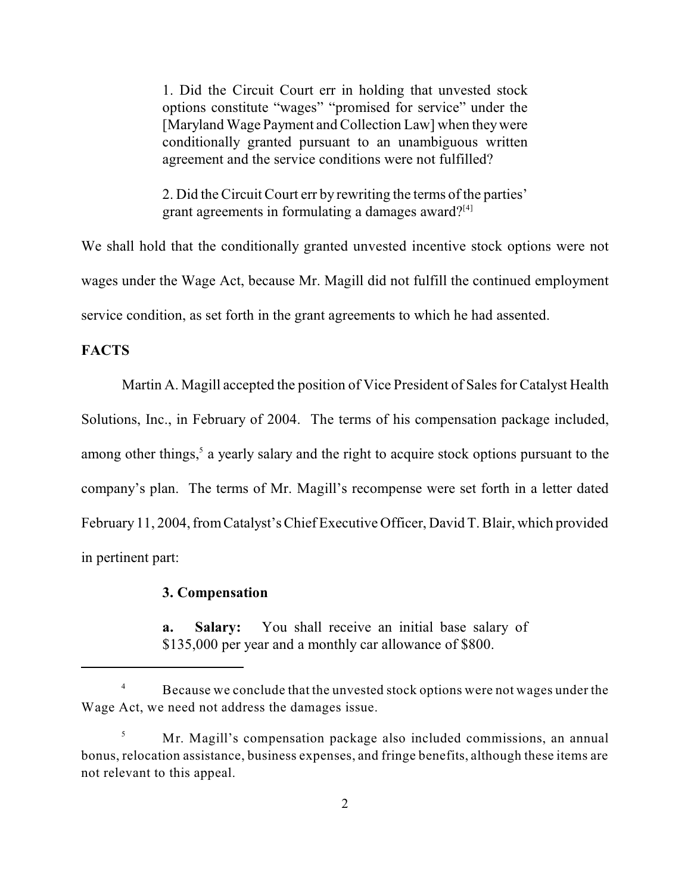> 1. Did the Circuit Court err in holding that unvested stock options constitute "wages" "promised for service" under the [Maryland Wage Payment and Collection Law] when they were conditionally granted pursuant to an unambiguous written agreement and the service conditions were not fulfilled?
>
> 2. Did the Circuit Court err by rewriting the terms of the parties' grant agreements in formulating a damages award?[4]

We shall hold that the conditionally granted unvested incentive stock options were not wages under the Wage Act, because Mr. Magill did not fulfill the continued employment service condition, as set forth in the grant agreements to which he had assented.

**FACTS**

Martin A. Magill accepted the position of Vice President of Sales for Catalyst Health Solutions, Inc., in February of 2004. The terms of his compensation package included, among other things,[5] a yearly salary and the right to acquire stock options pursuant to the company's plan. The terms of Mr. Magill's recompense were set forth in a letter dated February 11, 2004, from Catalyst's Chief Executive Officer, David T. Blair, which provided in pertinent part:

> **3. Compensation**
>
> **a. Salary:** You shall receive an initial base salary of $135,000 per year and a monthly car allowance of $800.

---

[4] Because we conclude that the unvested stock options were not wages under the Wage Act, we need not address the damages issue.

[5] Mr. Magill's compensation package also included commissions, an annual bonus, relocation assistance, business expenses, and fringe benefits, although these items are not relevant to this appeal.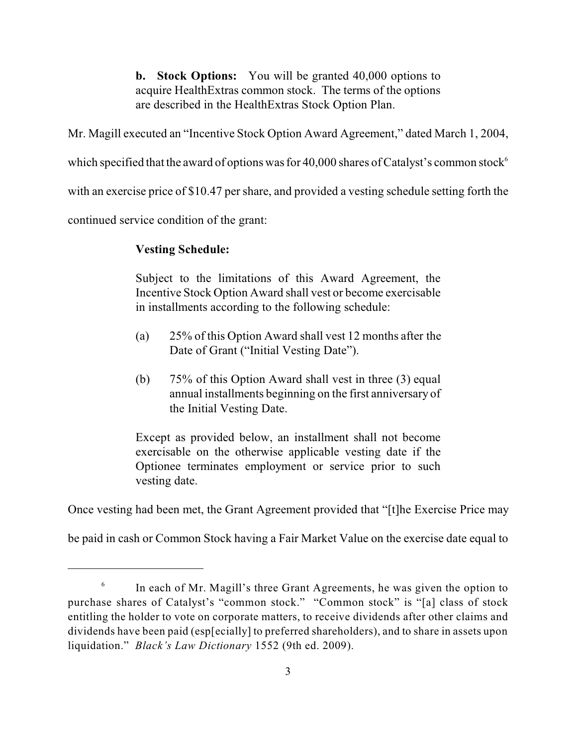> **b. Stock Options:** You will be granted 40,000 options to acquire HealthExtras common stock. The terms of the options are described in the HealthExtras Stock Option Plan.

Mr. Magill executed an "Incentive Stock Option Award Agreement," dated March 1, 2004, which specified that the award of options was for 40,000 shares of Catalyst's common stock[6] with an exercise price of $10.47 per share, and provided a vesting schedule setting forth the continued service condition of the grant:

> **Vesting Schedule:**
>
> Subject to the limitations of this Award Agreement, the Incentive Stock Option Award shall vest or become exercisable in installments according to the following schedule:
>
> (a) 25% of this Option Award shall vest 12 months after the Date of Grant ("Initial Vesting Date").
>
> (b) 75% of this Option Award shall vest in three (3) equal annual installments beginning on the first anniversary of the Initial Vesting Date.
>
> Except as provided below, an installment shall not become exercisable on the otherwise applicable vesting date if the Optionee terminates employment or service prior to such vesting date.

Once vesting had been met, the Grant Agreement provided that "[t]he Exercise Price may be paid in cash or Common Stock having a Fair Market Value on the exercise date equal to

---

[6] In each of Mr. Magill's three Grant Agreements, he was given the option to purchase shares of Catalyst's "common stock." "Common stock" is "[a] class of stock entitling the holder to vote on corporate matters, to receive dividends after other claims and dividends have been paid (esp[ecially] to preferred shareholders), and to share in assets upon liquidation." *Black's Law Dictionary* 1552 (9th ed. 2009).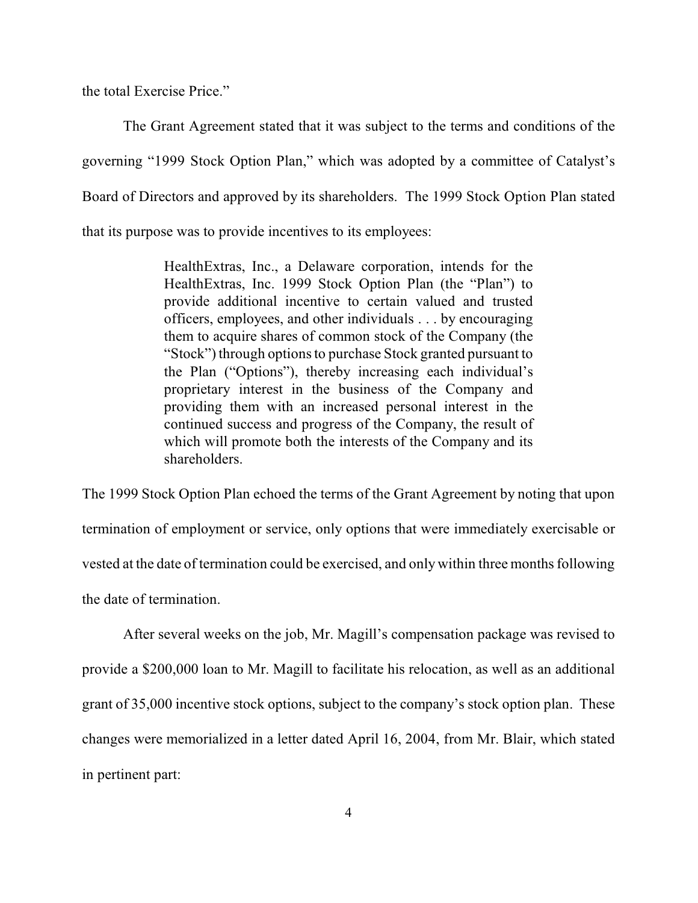the total Exercise Price."

The Grant Agreement stated that it was subject to the terms and conditions of the governing "1999 Stock Option Plan," which was adopted by a committee of Catalyst's Board of Directors and approved by its shareholders. The 1999 Stock Option Plan stated that its purpose was to provide incentives to its employees:

> HealthExtras, Inc., a Delaware corporation, intends for the HealthExtras, Inc. 1999 Stock Option Plan (the "Plan") to provide additional incentive to certain valued and trusted officers, employees, and other individuals . . . by encouraging them to acquire shares of common stock of the Company (the "Stock") through options to purchase Stock granted pursuant to the Plan ("Options"), thereby increasing each individual's proprietary interest in the business of the Company and providing them with an increased personal interest in the continued success and progress of the Company, the result of which will promote both the interests of the Company and its shareholders.

The 1999 Stock Option Plan echoed the terms of the Grant Agreement by noting that upon termination of employment or service, only options that were immediately exercisable or vested at the date of termination could be exercised, and only within three months following the date of termination.

After several weeks on the job, Mr. Magill's compensation package was revised to provide a $200,000 loan to Mr. Magill to facilitate his relocation, as well as an additional grant of 35,000 incentive stock options, subject to the company's stock option plan. These changes were memorialized in a letter dated April 16, 2004, from Mr. Blair, which stated in pertinent part: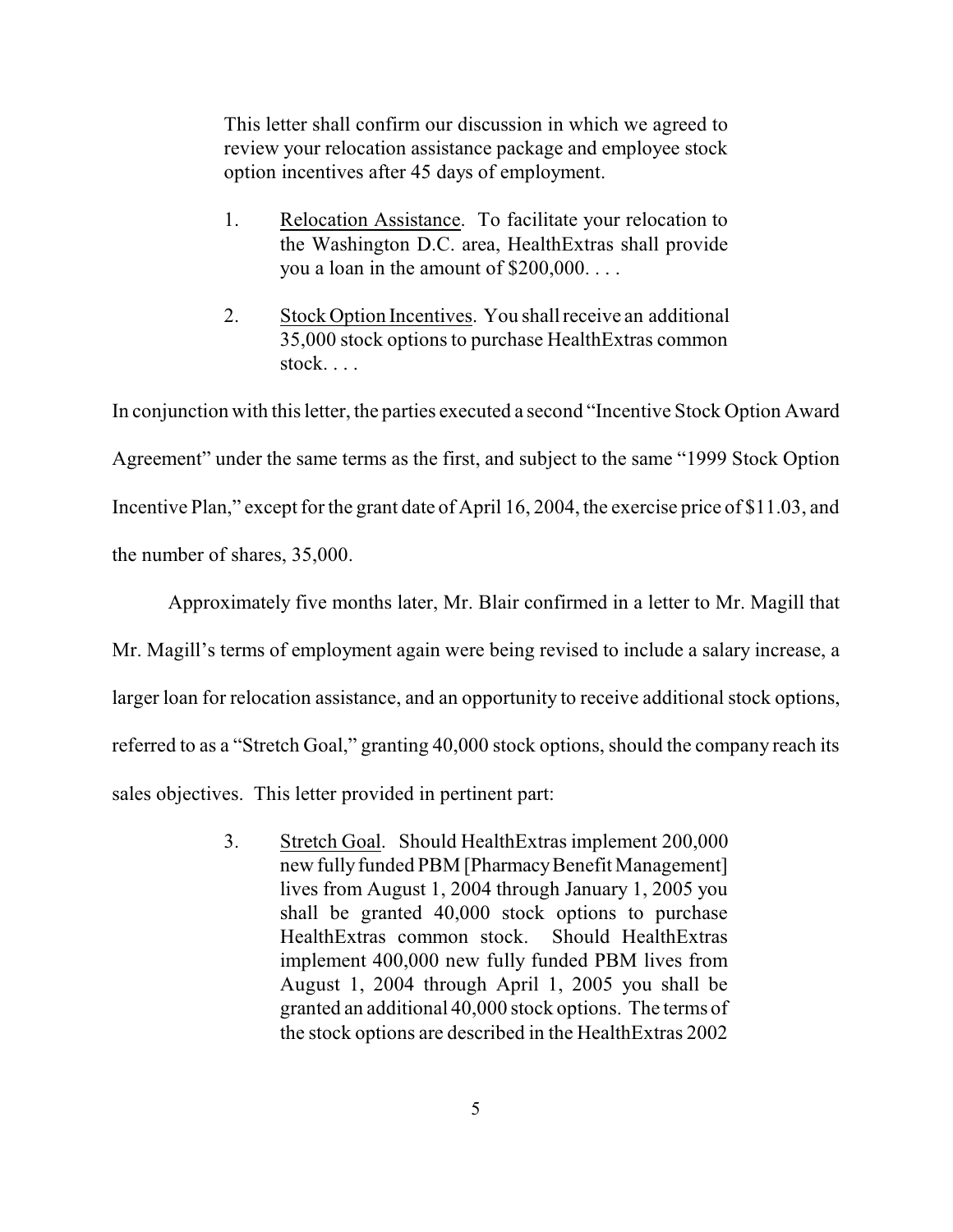> This letter shall confirm our discussion in which we agreed to review your relocation assistance package and employee stock option incentives after 45 days of employment.
>
> 1. Relocation Assistance. To facilitate your relocation to the Washington D.C. area, HealthExtras shall provide you a loan in the amount of $200,000. . . .
>
> 2. Stock Option Incentives. You shall receive an additional 35,000 stock options to purchase HealthExtras common stock. . . .

In conjunction with this letter, the parties executed a second "Incentive Stock Option Award Agreement" under the same terms as the first, and subject to the same "1999 Stock Option Incentive Plan," except for the grant date of April 16, 2004, the exercise price of $11.03, and the number of shares, 35,000.

Approximately five months later, Mr. Blair confirmed in a letter to Mr. Magill that Mr. Magill's terms of employment again were being revised to include a salary increase, a larger loan for relocation assistance, and an opportunity to receive additional stock options, referred to as a "Stretch Goal," granting 40,000 stock options, should the company reach its sales objectives. This letter provided in pertinent part:

> 3. Stretch Goal. Should HealthExtras implement 200,000 new fully funded PBM [Pharmacy Benefit Management] lives from August 1, 2004 through January 1, 2005 you shall be granted 40,000 stock options to purchase HealthExtras common stock. Should HealthExtras implement 400,000 new fully funded PBM lives from August 1, 2004 through April 1, 2005 you shall be granted an additional 40,000 stock options. The terms of the stock options are described in the HealthExtras 2002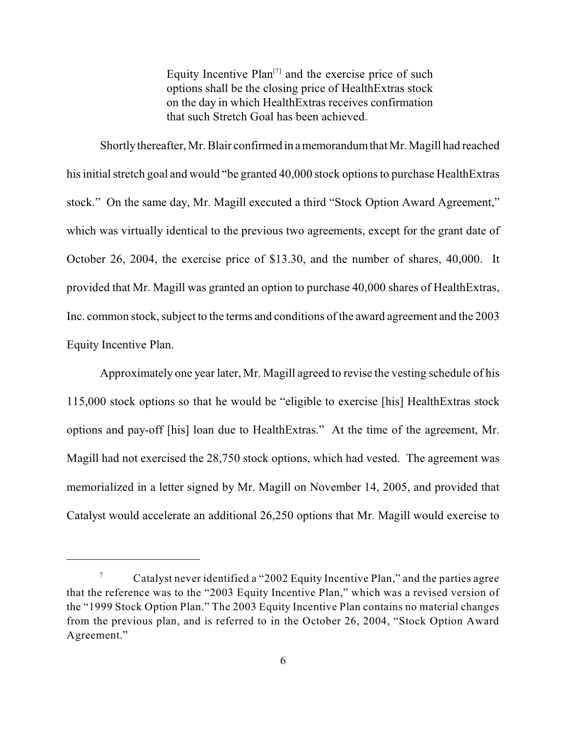> Equity Incentive Plan[7] and the exercise price of such options shall be the closing price of HealthExtras stock on the day in which HealthExtras receives confirmation that such Stretch Goal has been achieved.

Shortly thereafter, Mr. Blair confirmed in a memorandum that Mr. Magill had reached his initial stretch goal and would "be granted 40,000 stock options to purchase HealthExtras stock." On the same day, Mr. Magill executed a third "Stock Option Award Agreement," which was virtually identical to the previous two agreements, except for the grant date of October 26, 2004, the exercise price of $13.30, and the number of shares, 40,000. It provided that Mr. Magill was granted an option to purchase 40,000 shares of HealthExtras, Inc. common stock, subject to the terms and conditions of the award agreement and the 2003 Equity Incentive Plan.

Approximately one year later, Mr. Magill agreed to revise the vesting schedule of his 115,000 stock options so that he would be "eligible to exercise [his] HealthExtras stock options and pay-off [his] loan due to HealthExtras." At the time of the agreement, Mr. Magill had not exercised the 28,750 stock options, which had vested. The agreement was memorialized in a letter signed by Mr. Magill on November 14, 2005, and provided that Catalyst would accelerate an additional 26,250 options that Mr. Magill would exercise to

---

[7] Catalyst never identified a "2002 Equity Incentive Plan," and the parties agree that the reference was to the "2003 Equity Incentive Plan," which was a revised version of the "1999 Stock Option Plan." The 2003 Equity Incentive Plan contains no material changes from the previous plan, and is referred to in the October 26, 2004, "Stock Option Award Agreement."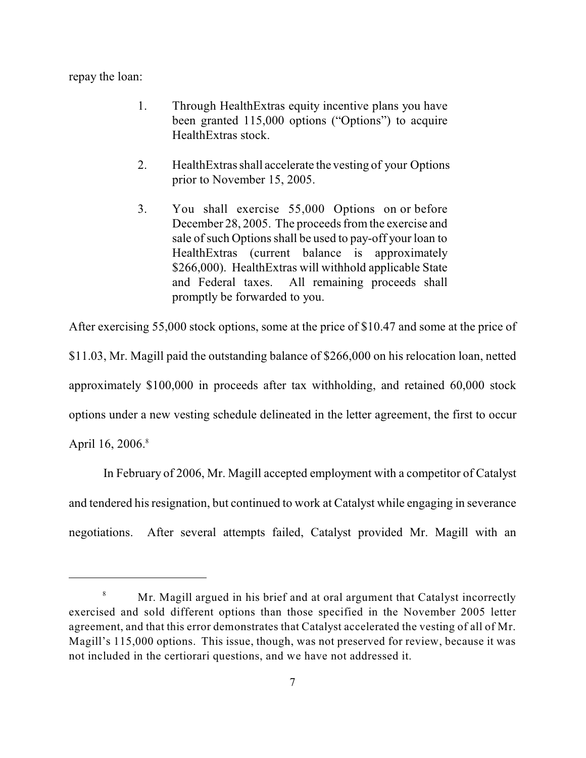repay the loan:

> 1. Through HealthExtras equity incentive plans you have been granted 115,000 options ("Options") to acquire HealthExtras stock.
>
> 2. HealthExtras shall accelerate the vesting of your Options prior to November 15, 2005.
>
> 3. You shall exercise 55,000 Options on or before December 28, 2005. The proceeds from the exercise and sale of such Options shall be used to pay-off your loan to HealthExtras (current balance is approximately $266,000). HealthExtras will withhold applicable State and Federal taxes. All remaining proceeds shall promptly be forwarded to you.

After exercising 55,000 stock options, some at the price of $10.47 and some at the price of $11.03, Mr. Magill paid the outstanding balance of $266,000 on his relocation loan, netted approximately $100,000 in proceeds after tax withholding, and retained 60,000 stock options under a new vesting schedule delineated in the letter agreement, the first to occur April 16, 2006.[8]

In February of 2006, Mr. Magill accepted employment with a competitor of Catalyst and tendered his resignation, but continued to work at Catalyst while engaging in severance negotiations. After several attempts failed, Catalyst provided Mr. Magill with an

---

[8] Mr. Magill argued in his brief and at oral argument that Catalyst incorrectly exercised and sold different options than those specified in the November 2005 letter agreement, and that this error demonstrates that Catalyst accelerated the vesting of all of Mr. Magill's 115,000 options. This issue, though, was not preserved for review, because it was not included in the certiorari questions, and we have not addressed it.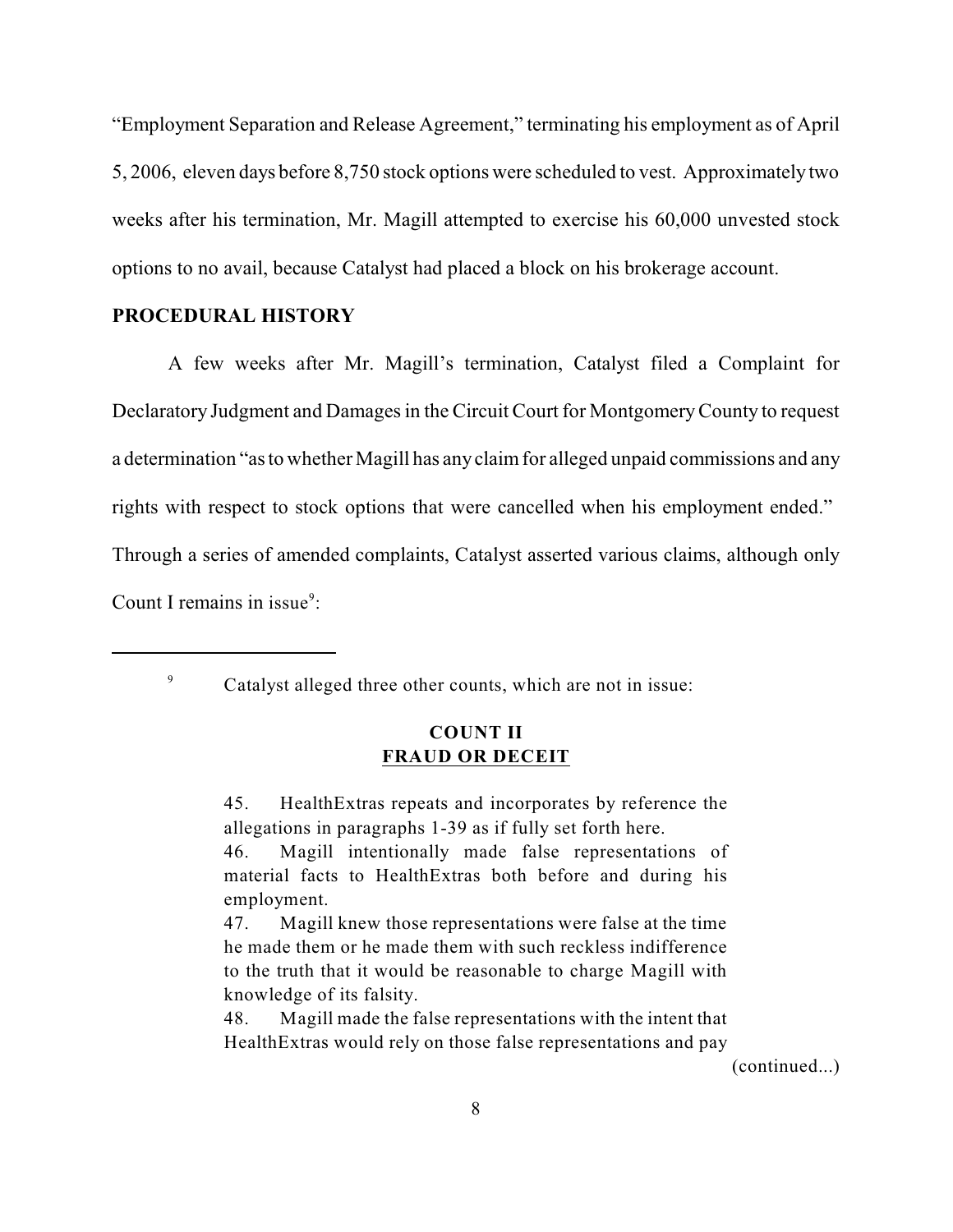"Employment Separation and Release Agreement," terminating his employment as of April 5, 2006, eleven days before 8,750 stock options were scheduled to vest. Approximately two weeks after his termination, Mr. Magill attempted to exercise his 60,000 unvested stock options to no avail, because Catalyst had placed a block on his brokerage account.

**PROCEDURAL HISTORY**

A few weeks after Mr. Magill's termination, Catalyst filed a Complaint for Declaratory Judgment and Damages in the Circuit Court for Montgomery County to request a determination "as to whether Magill has any claim for alleged unpaid commissions and any rights with respect to stock options that were cancelled when his employment ended." Through a series of amended complaints, Catalyst asserted various claims, although only Count I remains in issue[9]:

---

[9] Catalyst alleged three other counts, which are not in issue:

> **COUNT II**
> **<u>FRAUD OR DECEIT</u>**
>
> 45. HealthExtras repeats and incorporates by reference the allegations in paragraphs 1-39 as if fully set forth here.
> 46. Magill intentionally made false representations of material facts to HealthExtras both before and during his employment.
> 47. Magill knew those representations were false at the time he made them or he made them with such reckless indifference to the truth that it would be reasonable to charge Magill with knowledge of its falsity.
> 48. Magill made the false representations with the intent that HealthExtras would rely on those false representations and pay
>
> (continued...)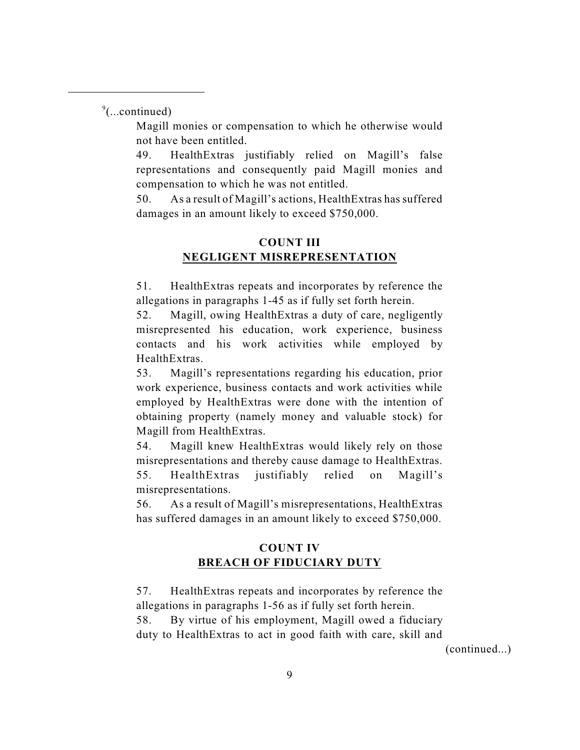[9](...continued)

Magill monies or compensation to which he otherwise would not have been entitled.

49. HealthExtras justifiably relied on Magill's false representations and consequently paid Magill monies and compensation to which he was not entitled.

50. As a result of Magill's actions, HealthExtras has suffered damages in an amount likely to exceed $750,000.

**COUNT III**
**NEGLIGENT MISREPRESENTATION**

51. HealthExtras repeats and incorporates by reference the allegations in paragraphs 1-45 as if fully set forth herein.

52. Magill, owing HealthExtras a duty of care, negligently misrepresented his education, work experience, business contacts and his work activities while employed by HealthExtras.

53. Magill's representations regarding his education, prior work experience, business contacts and work activities while employed by HealthExtras were done with the intention of obtaining property (namely money and valuable stock) for Magill from HealthExtras.

54. Magill knew HealthExtras would likely rely on those misrepresentations and thereby cause damage to HealthExtras.

55. HealthExtras justifiably relied on Magill's misrepresentations.

56. As a result of Magill's misrepresentations, HealthExtras has suffered damages in an amount likely to exceed $750,000.

**COUNT IV**
**BREACH OF FIDUCIARY DUTY**

57. HealthExtras repeats and incorporates by reference the allegations in paragraphs 1-56 as if fully set forth herein.

58. By virtue of his employment, Magill owed a fiduciary duty to HealthExtras to act in good faith with care, skill and

(continued...)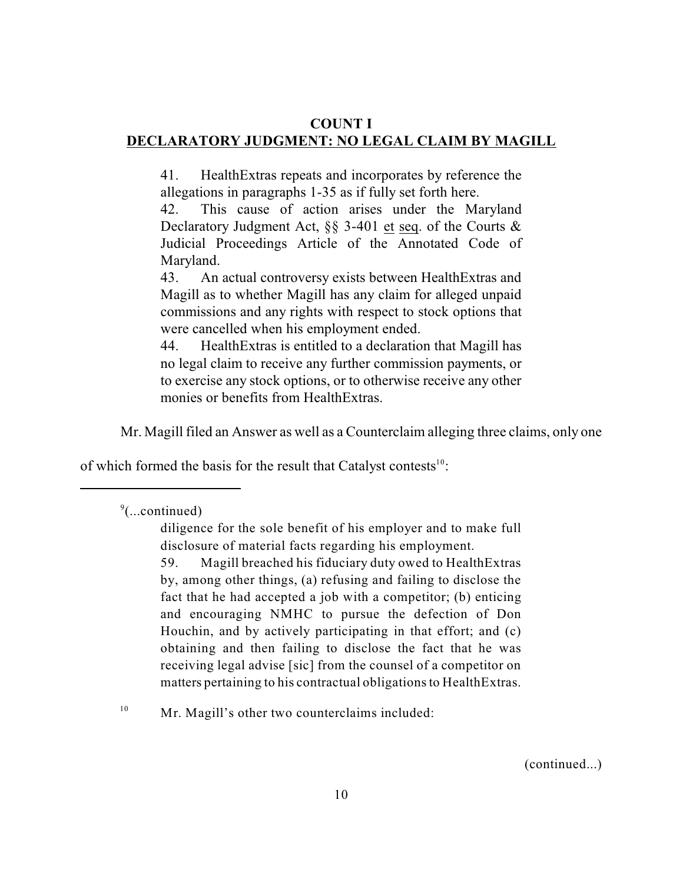**COUNT I**
**DECLARATORY JUDGMENT: NO LEGAL CLAIM BY MAGILL**

> 41. HealthExtras repeats and incorporates by reference the allegations in paragraphs 1-35 as if fully set forth here.
> 42. This cause of action arises under the Maryland Declaratory Judgment Act, §§ 3-401 et seq. of the Courts & Judicial Proceedings Article of the Annotated Code of Maryland.
> 43. An actual controversy exists between HealthExtras and Magill as to whether Magill has any claim for alleged unpaid commissions and any rights with respect to stock options that were cancelled when his employment ended.
> 44. HealthExtras is entitled to a declaration that Magill has no legal claim to receive any further commission payments, or to exercise any stock options, or to otherwise receive any other monies or benefits from HealthExtras.

Mr. Magill filed an Answer as well as a Counterclaim alleging three claims, only one of which formed the basis for the result that Catalyst contests[10]:

---

[9](...continued)

> diligence for the sole benefit of his employer and to make full disclosure of material facts regarding his employment.
> 59. Magill breached his fiduciary duty owed to HealthExtras by, among other things, (a) refusing and failing to disclose the fact that he had accepted a job with a competitor; (b) enticing and encouraging NMHC to pursue the defection of Don Houchin, and by actively participating in that effort; and (c) obtaining and then failing to disclose the fact that he was receiving legal advise [sic] from the counsel of a competitor on matters pertaining to his contractual obligations to HealthExtras.

[10] Mr. Magill's other two counterclaims included:

(continued...)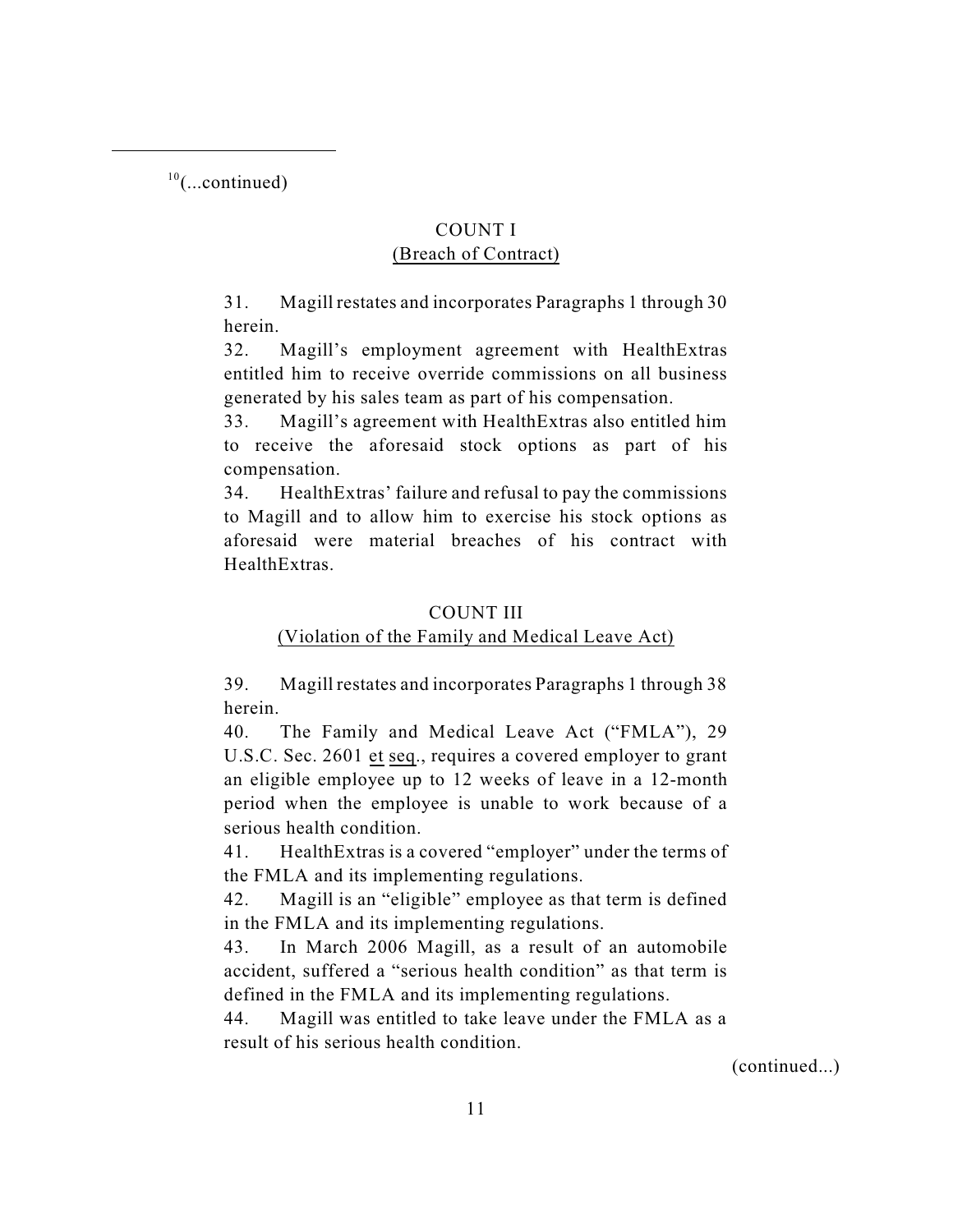[10](...continued)

COUNT I
(Breach of Contract)

31. Magill restates and incorporates Paragraphs 1 through 30 herein.
32. Magill's employment agreement with HealthExtras entitled him to receive override commissions on all business generated by his sales team as part of his compensation.
33. Magill's agreement with HealthExtras also entitled him to receive the aforesaid stock options as part of his compensation.
34. HealthExtras' failure and refusal to pay the commissions to Magill and to allow him to exercise his stock options as aforesaid were material breaches of his contract with HealthExtras.

COUNT III
(Violation of the Family and Medical Leave Act)

39. Magill restates and incorporates Paragraphs 1 through 38 herein.
40. The Family and Medical Leave Act ("FMLA"), 29 U.S.C. Sec. 2601 et seq., requires a covered employer to grant an eligible employee up to 12 weeks of leave in a 12-month period when the employee is unable to work because of a serious health condition.
41. HealthExtras is a covered "employer" under the terms of the FMLA and its implementing regulations.
42. Magill is an "eligible" employee as that term is defined in the FMLA and its implementing regulations.
43. In March 2006 Magill, as a result of an automobile accident, suffered a "serious health condition" as that term is defined in the FMLA and its implementing regulations.
44. Magill was entitled to take leave under the FMLA as a result of his serious health condition.

(continued...)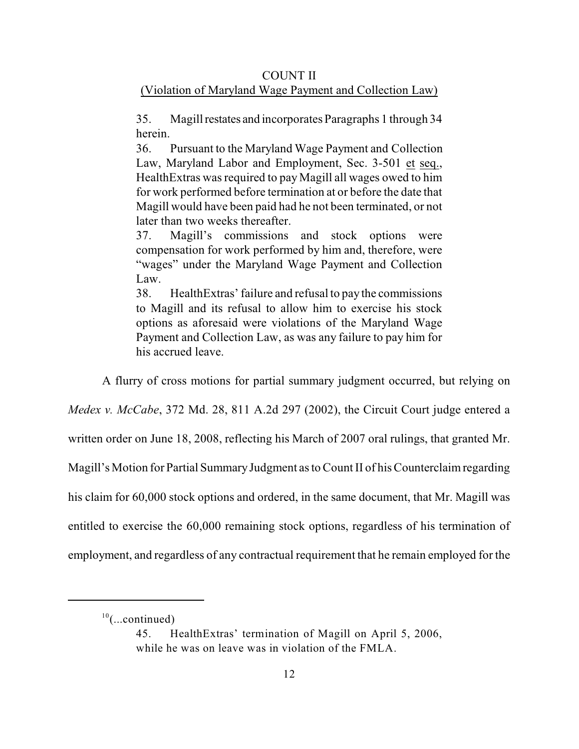COUNT II
(Violation of Maryland Wage Payment and Collection Law)

> 35. Magill restates and incorporates Paragraphs 1 through 34 herein.
>
> 36. Pursuant to the Maryland Wage Payment and Collection Law, Maryland Labor and Employment, Sec. 3-501 et seq., HealthExtras was required to pay Magill all wages owed to him for work performed before termination at or before the date that Magill would have been paid had he not been terminated, or not later than two weeks thereafter.
>
> 37. Magill's commissions and stock options were compensation for work performed by him and, therefore, were "wages" under the Maryland Wage Payment and Collection Law.
>
> 38. HealthExtras' failure and refusal to pay the commissions to Magill and its refusal to allow him to exercise his stock options as aforesaid were violations of the Maryland Wage Payment and Collection Law, as was any failure to pay him for his accrued leave.

A flurry of cross motions for partial summary judgment occurred, but relying on *Medex v. McCabe*, 372 Md. 28, 811 A.2d 297 (2002), the Circuit Court judge entered a written order on June 18, 2008, reflecting his March of 2007 oral rulings, that granted Mr. Magill's Motion for Partial Summary Judgment as to Count II of his Counterclaim regarding his claim for 60,000 stock options and ordered, in the same document, that Mr. Magill was entitled to exercise the 60,000 remaining stock options, regardless of his termination of employment, and regardless of any contractual requirement that he remain employed for the

---

[10](...continued)

> 45. HealthExtras' termination of Magill on April 5, 2006, while he was on leave was in violation of the FMLA.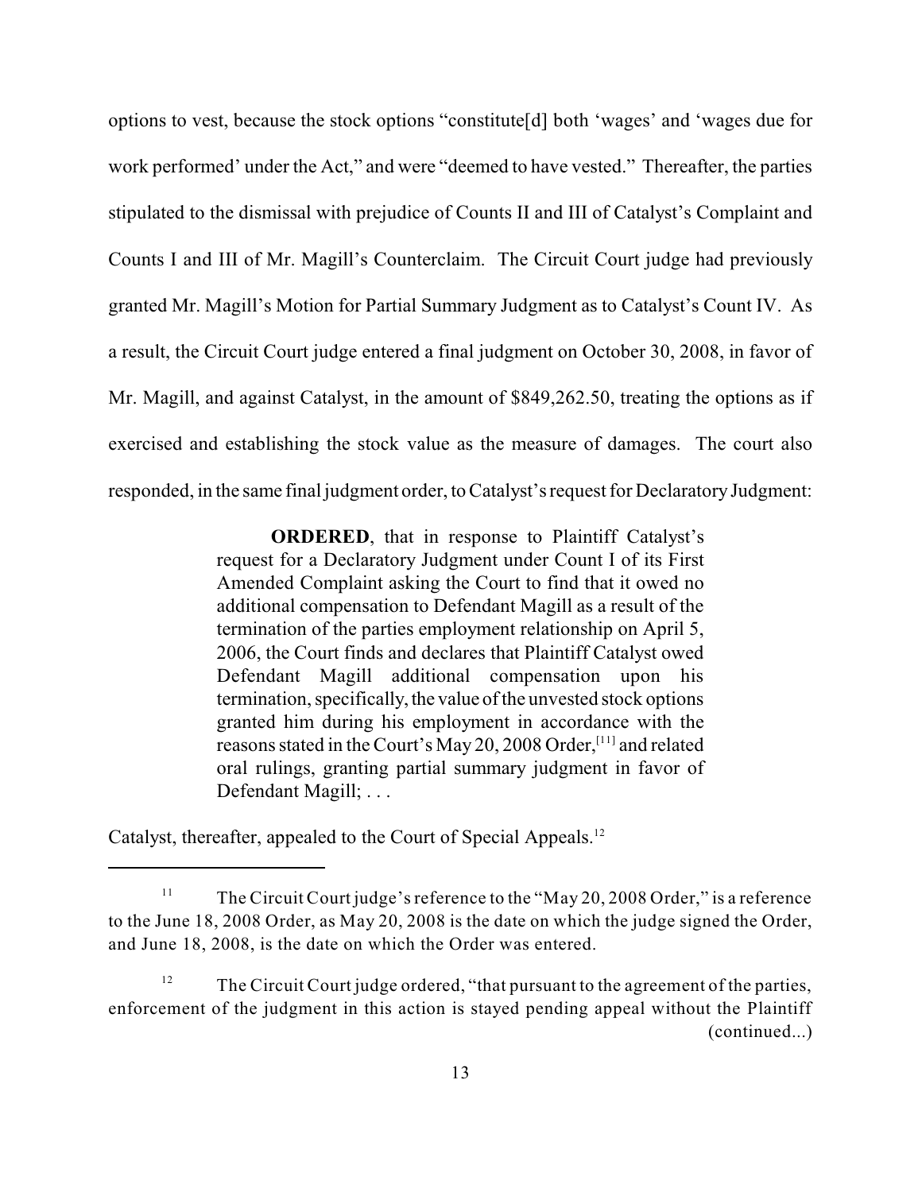options to vest, because the stock options "constitute[d] both 'wages' and 'wages due for work performed' under the Act," and were "deemed to have vested." Thereafter, the parties stipulated to the dismissal with prejudice of Counts II and III of Catalyst's Complaint and Counts I and III of Mr. Magill's Counterclaim. The Circuit Court judge had previously granted Mr. Magill's Motion for Partial Summary Judgment as to Catalyst's Count IV. As a result, the Circuit Court judge entered a final judgment on October 30, 2008, in favor of Mr. Magill, and against Catalyst, in the amount of $849,262.50, treating the options as if exercised and establishing the stock value as the measure of damages. The court also responded, in the same final judgment order, to Catalyst's request for Declaratory Judgment:

> **ORDERED**, that in response to Plaintiff Catalyst's request for a Declaratory Judgment under Count I of its First Amended Complaint asking the Court to find that it owed no additional compensation to Defendant Magill as a result of the termination of the parties employment relationship on April 5, 2006, the Court finds and declares that Plaintiff Catalyst owed Defendant Magill additional compensation upon his termination, specifically, the value of the unvested stock options granted him during his employment in accordance with the reasons stated in the Court's May 20, 2008 Order,[11] and related oral rulings, granting partial summary judgment in favor of Defendant Magill; . . .

Catalyst, thereafter, appealed to the Court of Special Appeals.[12]

---

[11] The Circuit Court judge's reference to the "May 20, 2008 Order," is a reference to the June 18, 2008 Order, as May 20, 2008 is the date on which the judge signed the Order, and June 18, 2008, is the date on which the Order was entered.

[12] The Circuit Court judge ordered, "that pursuant to the agreement of the parties, enforcement of the judgment in this action is stayed pending appeal without the Plaintiff (continued...)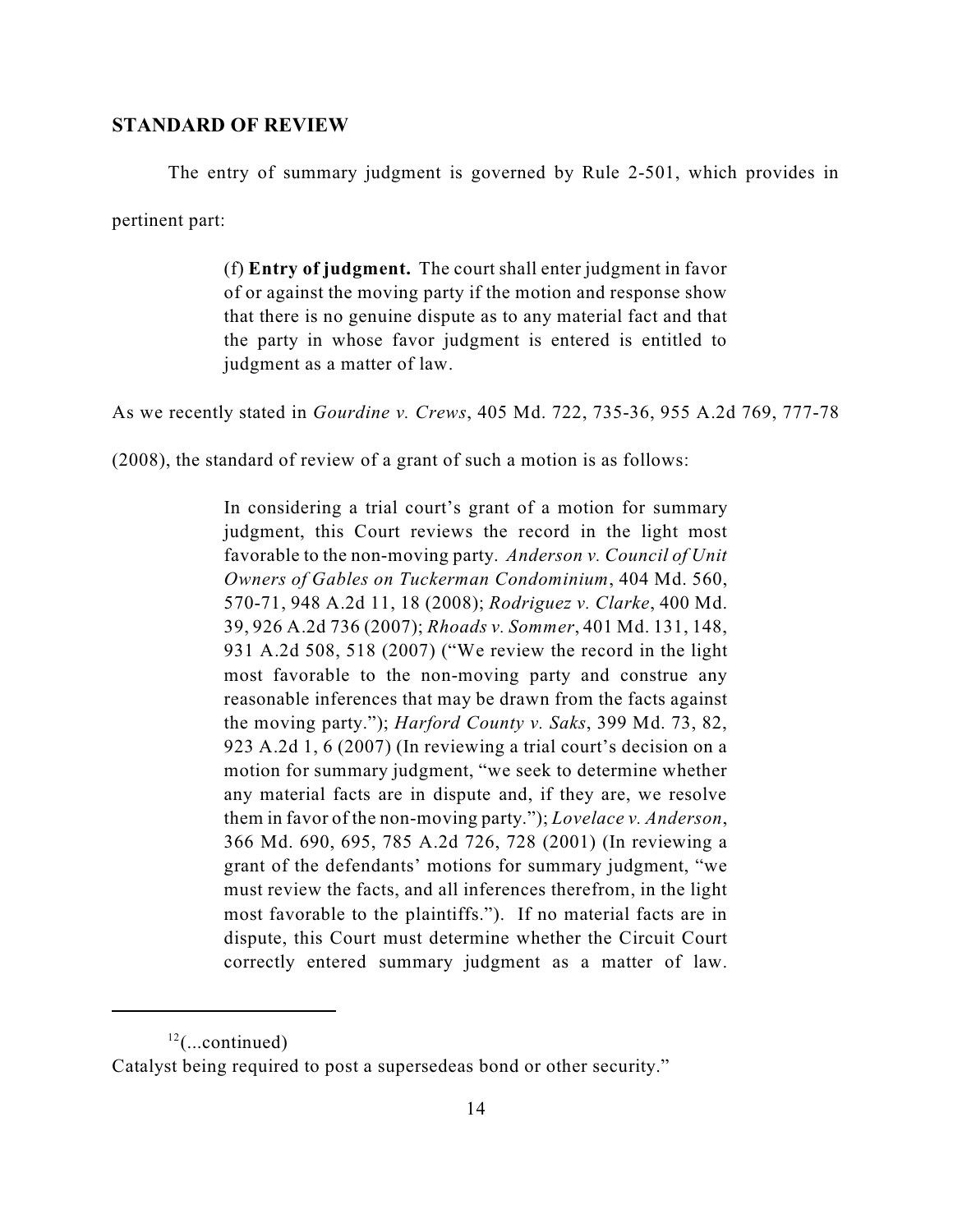## STANDARD OF REVIEW

The entry of summary judgment is governed by Rule 2-501, which provides in pertinent part:

> (f) **Entry of judgment.** The court shall enter judgment in favor of or against the moving party if the motion and response show that there is no genuine dispute as to any material fact and that the party in whose favor judgment is entered is entitled to judgment as a matter of law.

As we recently stated in *Gourdine v. Crews*, 405 Md. 722, 735-36, 955 A.2d 769, 777-78 (2008), the standard of review of a grant of such a motion is as follows:

> In considering a trial court's grant of a motion for summary judgment, this Court reviews the record in the light most favorable to the non-moving party. *Anderson v. Council of Unit Owners of Gables on Tuckerman Condominium*, 404 Md. 560, 570-71, 948 A.2d 11, 18 (2008); *Rodriguez v. Clarke*, 400 Md. 39, 926 A.2d 736 (2007); *Rhoads v. Sommer*, 401 Md. 131, 148, 931 A.2d 508, 518 (2007) ("We review the record in the light most favorable to the non-moving party and construe any reasonable inferences that may be drawn from the facts against the moving party."); *Harford County v. Saks*, 399 Md. 73, 82, 923 A.2d 1, 6 (2007) (In reviewing a trial court's decision on a motion for summary judgment, "we seek to determine whether any material facts are in dispute and, if they are, we resolve them in favor of the non-moving party."); *Lovelace v. Anderson*, 366 Md. 690, 695, 785 A.2d 726, 728 (2001) (In reviewing a grant of the defendants' motions for summary judgment, "we must review the facts, and all inferences therefrom, in the light most favorable to the plaintiffs."). If no material facts are in dispute, this Court must determine whether the Circuit Court correctly entered summary judgment as a matter of law.

---

[12](...continued)
Catalyst being required to post a supersedeas bond or other security."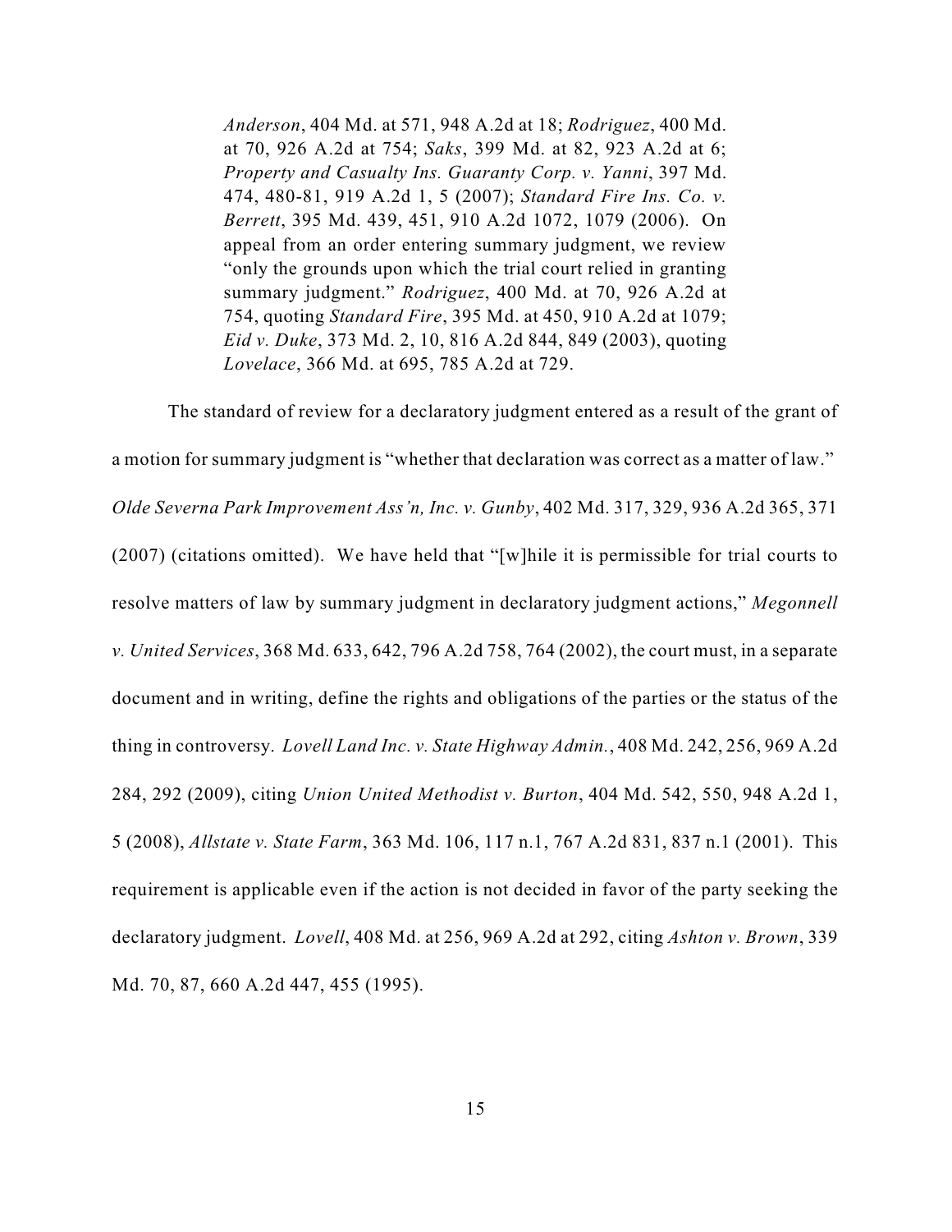> *Anderson*, 404 Md. at 571, 948 A.2d at 18; *Rodriguez*, 400 Md. at 70, 926 A.2d at 754; *Saks*, 399 Md. at 82, 923 A.2d at 6; *Property and Casualty Ins. Guaranty Corp. v. Yanni*, 397 Md. 474, 480-81, 919 A.2d 1, 5 (2007); *Standard Fire Ins. Co. v. Berrett*, 395 Md. 439, 451, 910 A.2d 1072, 1079 (2006). On appeal from an order entering summary judgment, we review "only the grounds upon which the trial court relied in granting summary judgment." *Rodriguez*, 400 Md. at 70, 926 A.2d at 754, quoting *Standard Fire*, 395 Md. at 450, 910 A.2d at 1079; *Eid v. Duke*, 373 Md. 2, 10, 816 A.2d 844, 849 (2003), quoting *Lovelace*, 366 Md. at 695, 785 A.2d at 729.

The standard of review for a declaratory judgment entered as a result of the grant of a motion for summary judgment is "whether that declaration was correct as a matter of law." *Olde Severna Park Improvement Ass'n, Inc. v. Gunby*, 402 Md. 317, 329, 936 A.2d 365, 371 (2007) (citations omitted). We have held that "[w]hile it is permissible for trial courts to resolve matters of law by summary judgment in declaratory judgment actions," *Megonnell v. United Services*, 368 Md. 633, 642, 796 A.2d 758, 764 (2002), the court must, in a separate document and in writing, define the rights and obligations of the parties or the status of the thing in controversy. *Lovell Land Inc. v. State Highway Admin.*, 408 Md. 242, 256, 969 A.2d 284, 292 (2009), citing *Union United Methodist v. Burton*, 404 Md. 542, 550, 948 A.2d 1, 5 (2008), *Allstate v. State Farm*, 363 Md. 106, 117 n.1, 767 A.2d 831, 837 n.1 (2001). This requirement is applicable even if the action is not decided in favor of the party seeking the declaratory judgment. *Lovell*, 408 Md. at 256, 969 A.2d at 292, citing *Ashton v. Brown*, 339 Md. 70, 87, 660 A.2d 447, 455 (1995).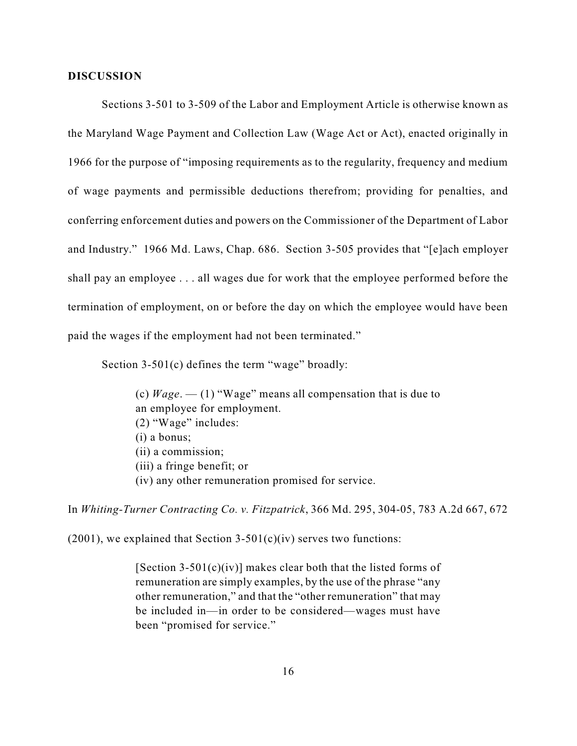**DISCUSSION**

Sections 3-501 to 3-509 of the Labor and Employment Article is otherwise known as the Maryland Wage Payment and Collection Law (Wage Act or Act), enacted originally in 1966 for the purpose of "imposing requirements as to the regularity, frequency and medium of wage payments and permissible deductions therefrom; providing for penalties, and conferring enforcement duties and powers on the Commissioner of the Department of Labor and Industry." 1966 Md. Laws, Chap. 686. Section 3-505 provides that "[e]ach employer shall pay an employee . . . all wages due for work that the employee performed before the termination of employment, on or before the day on which the employee would have been paid the wages if the employment had not been terminated."

Section 3-501(c) defines the term "wage" broadly:

> (c) *Wage*. — (1) "Wage" means all compensation that is due to an employee for employment.
> (2) "Wage" includes:
> (i) a bonus;
> (ii) a commission;
> (iii) a fringe benefit; or
> (iv) any other remuneration promised for service.

In *Whiting-Turner Contracting Co. v. Fitzpatrick*, 366 Md. 295, 304-05, 783 A.2d 667, 672 (2001), we explained that Section 3-501(c)(iv) serves two functions:

> [Section 3-501(c)(iv)] makes clear both that the listed forms of remuneration are simply examples, by the use of the phrase "any other remuneration," and that the "other remuneration" that may be included in—in order to be considered—wages must have been "promised for service."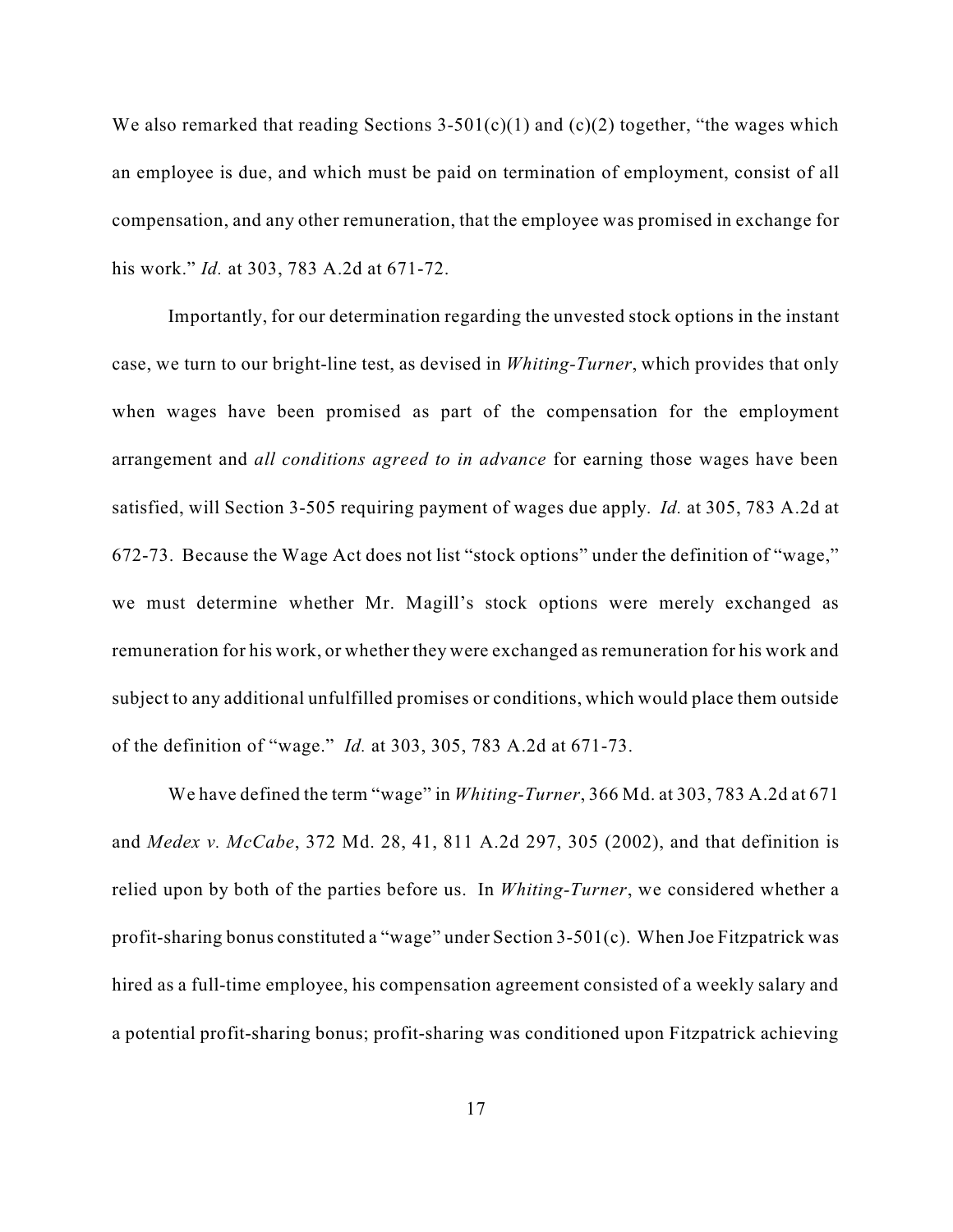We also remarked that reading Sections 3-501(c)(1) and (c)(2) together, "the wages which an employee is due, and which must be paid on termination of employment, consist of all compensation, and any other remuneration, that the employee was promised in exchange for his work." *Id.* at 303, 783 A.2d at 671-72.

Importantly, for our determination regarding the unvested stock options in the instant case, we turn to our bright-line test, as devised in *Whiting-Turner*, which provides that only when wages have been promised as part of the compensation for the employment arrangement and *all conditions agreed to in advance* for earning those wages have been satisfied, will Section 3-505 requiring payment of wages due apply. *Id.* at 305, 783 A.2d at 672-73. Because the Wage Act does not list "stock options" under the definition of "wage," we must determine whether Mr. Magill's stock options were merely exchanged as remuneration for his work, or whether they were exchanged as remuneration for his work and subject to any additional unfulfilled promises or conditions, which would place them outside of the definition of "wage." *Id.* at 303, 305, 783 A.2d at 671-73.

We have defined the term "wage" in *Whiting-Turner*, 366 Md. at 303, 783 A.2d at 671 and *Medex v. McCabe*, 372 Md. 28, 41, 811 A.2d 297, 305 (2002), and that definition is relied upon by both of the parties before us. In *Whiting-Turner*, we considered whether a profit-sharing bonus constituted a "wage" under Section 3-501(c). When Joe Fitzpatrick was hired as a full-time employee, his compensation agreement consisted of a weekly salary and a potential profit-sharing bonus; profit-sharing was conditioned upon Fitzpatrick achieving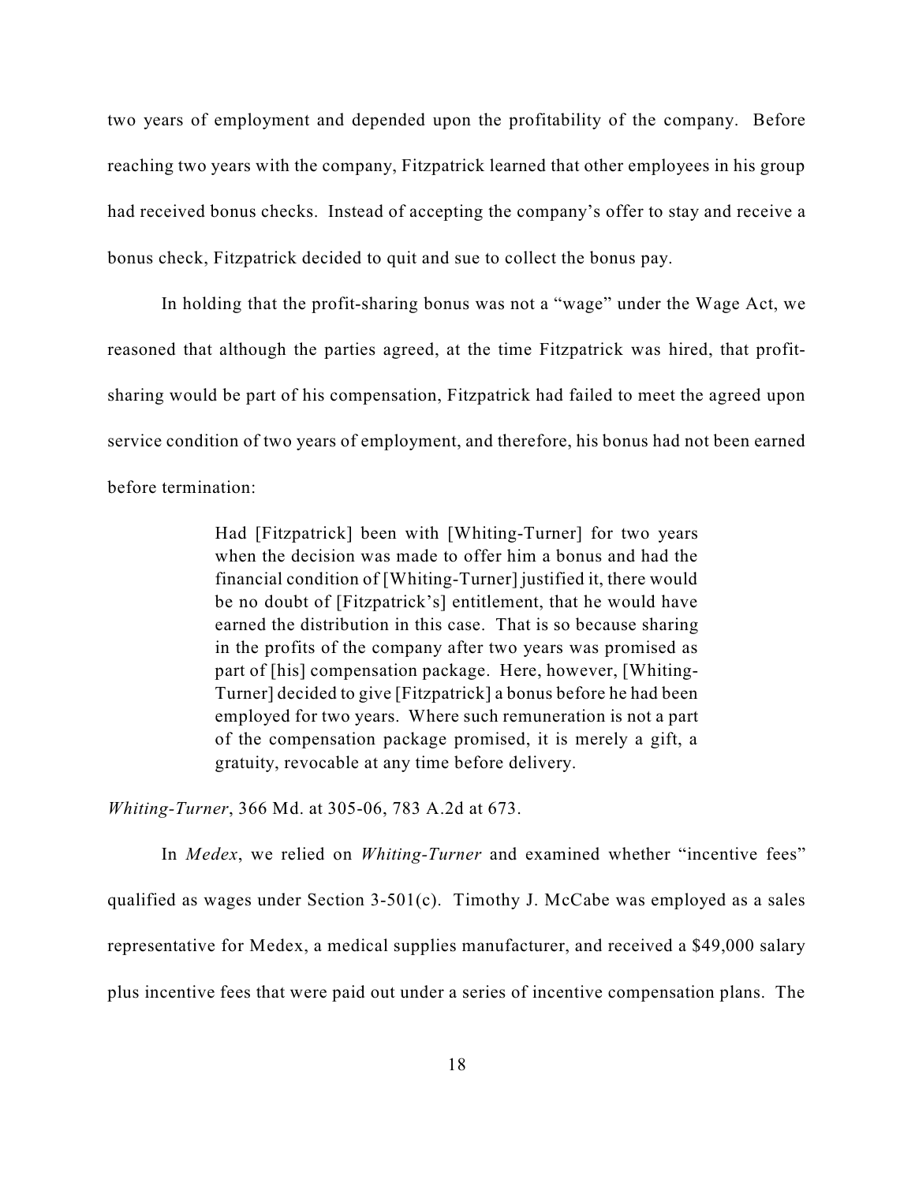two years of employment and depended upon the profitability of the company. Before reaching two years with the company, Fitzpatrick learned that other employees in his group had received bonus checks. Instead of accepting the company's offer to stay and receive a bonus check, Fitzpatrick decided to quit and sue to collect the bonus pay.

In holding that the profit-sharing bonus was not a "wage" under the Wage Act, we reasoned that although the parties agreed, at the time Fitzpatrick was hired, that profit-sharing would be part of his compensation, Fitzpatrick had failed to meet the agreed upon service condition of two years of employment, and therefore, his bonus had not been earned before termination:

> Had [Fitzpatrick] been with [Whiting-Turner] for two years when the decision was made to offer him a bonus and had the financial condition of [Whiting-Turner] justified it, there would be no doubt of [Fitzpatrick's] entitlement, that he would have earned the distribution in this case. That is so because sharing in the profits of the company after two years was promised as part of [his] compensation package. Here, however, [Whiting-Turner] decided to give [Fitzpatrick] a bonus before he had been employed for two years. Where such remuneration is not a part of the compensation package promised, it is merely a gift, a gratuity, revocable at any time before delivery.

*Whiting-Turner*, 366 Md. at 305-06, 783 A.2d at 673.

In *Medex*, we relied on *Whiting-Turner* and examined whether "incentive fees" qualified as wages under Section 3-501(c). Timothy J. McCabe was employed as a sales representative for Medex, a medical supplies manufacturer, and received a $49,000 salary plus incentive fees that were paid out under a series of incentive compensation plans. The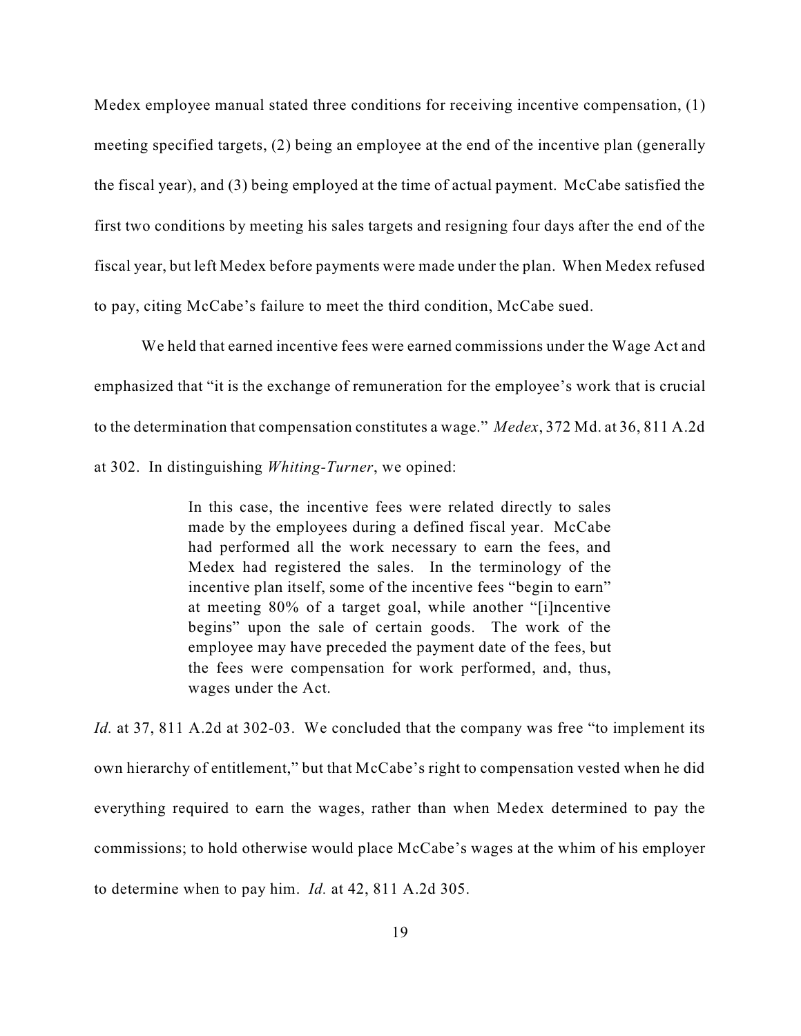Medex employee manual stated three conditions for receiving incentive compensation, (1) meeting specified targets, (2) being an employee at the end of the incentive plan (generally the fiscal year), and (3) being employed at the time of actual payment. McCabe satisfied the first two conditions by meeting his sales targets and resigning four days after the end of the fiscal year, but left Medex before payments were made under the plan. When Medex refused to pay, citing McCabe's failure to meet the third condition, McCabe sued.

We held that earned incentive fees were earned commissions under the Wage Act and emphasized that "it is the exchange of remuneration for the employee's work that is crucial to the determination that compensation constitutes a wage." *Medex*, 372 Md. at 36, 811 A.2d at 302. In distinguishing *Whiting-Turner*, we opined:

> In this case, the incentive fees were related directly to sales made by the employees during a defined fiscal year. McCabe had performed all the work necessary to earn the fees, and Medex had registered the sales. In the terminology of the incentive plan itself, some of the incentive fees "begin to earn" at meeting 80% of a target goal, while another "[i]ncentive begins" upon the sale of certain goods. The work of the employee may have preceded the payment date of the fees, but the fees were compensation for work performed, and, thus, wages under the Act.

*Id.* at 37, 811 A.2d at 302-03. We concluded that the company was free "to implement its own hierarchy of entitlement," but that McCabe's right to compensation vested when he did everything required to earn the wages, rather than when Medex determined to pay the commissions; to hold otherwise would place McCabe's wages at the whim of his employer to determine when to pay him. *Id.* at 42, 811 A.2d 305.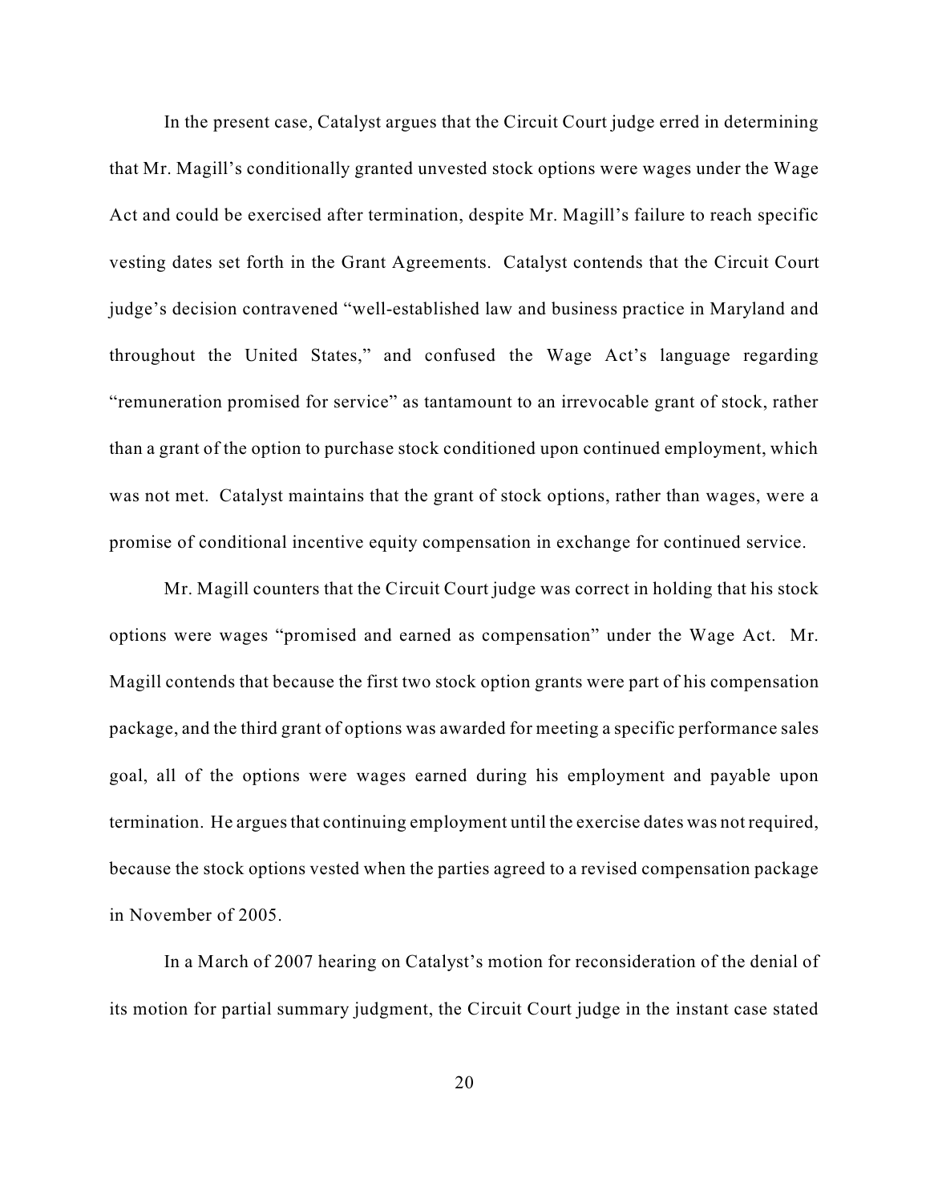In the present case, Catalyst argues that the Circuit Court judge erred in determining that Mr. Magill's conditionally granted unvested stock options were wages under the Wage Act and could be exercised after termination, despite Mr. Magill's failure to reach specific vesting dates set forth in the Grant Agreements. Catalyst contends that the Circuit Court judge's decision contravened "well-established law and business practice in Maryland and throughout the United States," and confused the Wage Act's language regarding "remuneration promised for service" as tantamount to an irrevocable grant of stock, rather than a grant of the option to purchase stock conditioned upon continued employment, which was not met. Catalyst maintains that the grant of stock options, rather than wages, were a promise of conditional incentive equity compensation in exchange for continued service.

Mr. Magill counters that the Circuit Court judge was correct in holding that his stock options were wages "promised and earned as compensation" under the Wage Act. Mr. Magill contends that because the first two stock option grants were part of his compensation package, and the third grant of options was awarded for meeting a specific performance sales goal, all of the options were wages earned during his employment and payable upon termination. He argues that continuing employment until the exercise dates was not required, because the stock options vested when the parties agreed to a revised compensation package in November of 2005.

In a March of 2007 hearing on Catalyst's motion for reconsideration of the denial of its motion for partial summary judgment, the Circuit Court judge in the instant case stated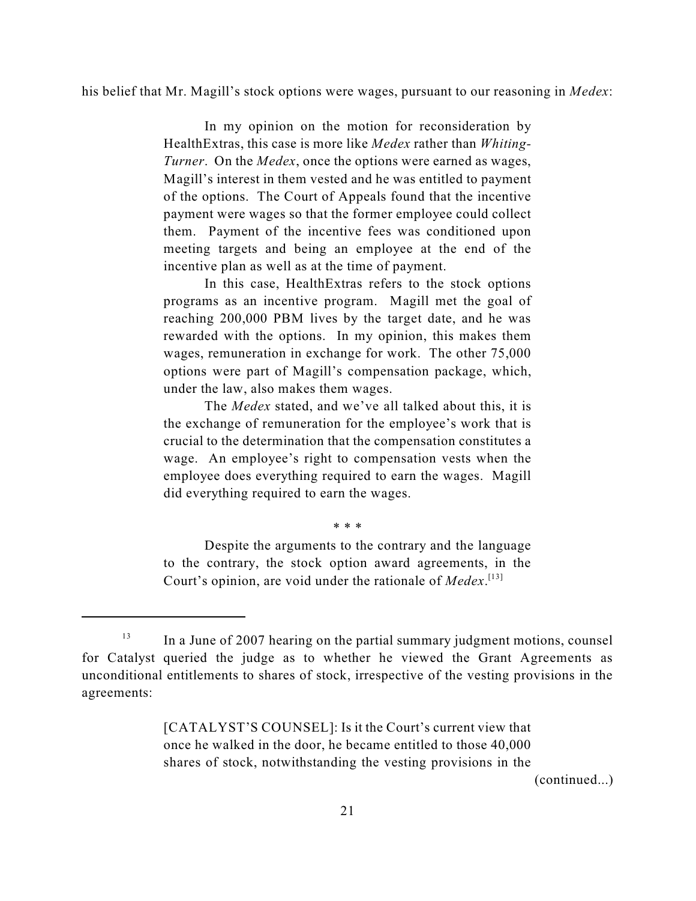his belief that Mr. Magill's stock options were wages, pursuant to our reasoning in *Medex*:

> In my opinion on the motion for reconsideration by HealthExtras, this case is more like *Medex* rather than *Whiting-Turner*. On the *Medex*, once the options were earned as wages, Magill's interest in them vested and he was entitled to payment of the options. The Court of Appeals found that the incentive payment were wages so that the former employee could collect them. Payment of the incentive fees was conditioned upon meeting targets and being an employee at the end of the incentive plan as well as at the time of payment.
>
> In this case, HealthExtras refers to the stock options programs as an incentive program. Magill met the goal of reaching 200,000 PBM lives by the target date, and he was rewarded with the options. In my opinion, this makes them wages, remuneration in exchange for work. The other 75,000 options were part of Magill's compensation package, which, under the law, also makes them wages.
>
> The *Medex* stated, and we've all talked about this, it is the exchange of remuneration for the employee's work that is crucial to the determination that the compensation constitutes a wage. An employee's right to compensation vests when the employee does everything required to earn the wages. Magill did everything required to earn the wages.
>
> \* \* \*
>
> Despite the arguments to the contrary and the language to the contrary, the stock option award agreements, in the Court's opinion, are void under the rationale of *Medex*.[13]

---

[13] In a June of 2007 hearing on the partial summary judgment motions, counsel for Catalyst queried the judge as to whether he viewed the Grant Agreements as unconditional entitlements to shares of stock, irrespective of the vesting provisions in the agreements:

> [CATALYST'S COUNSEL]: Is it the Court's current view that once he walked in the door, he became entitled to those 40,000 shares of stock, notwithstanding the vesting provisions in the

(continued...)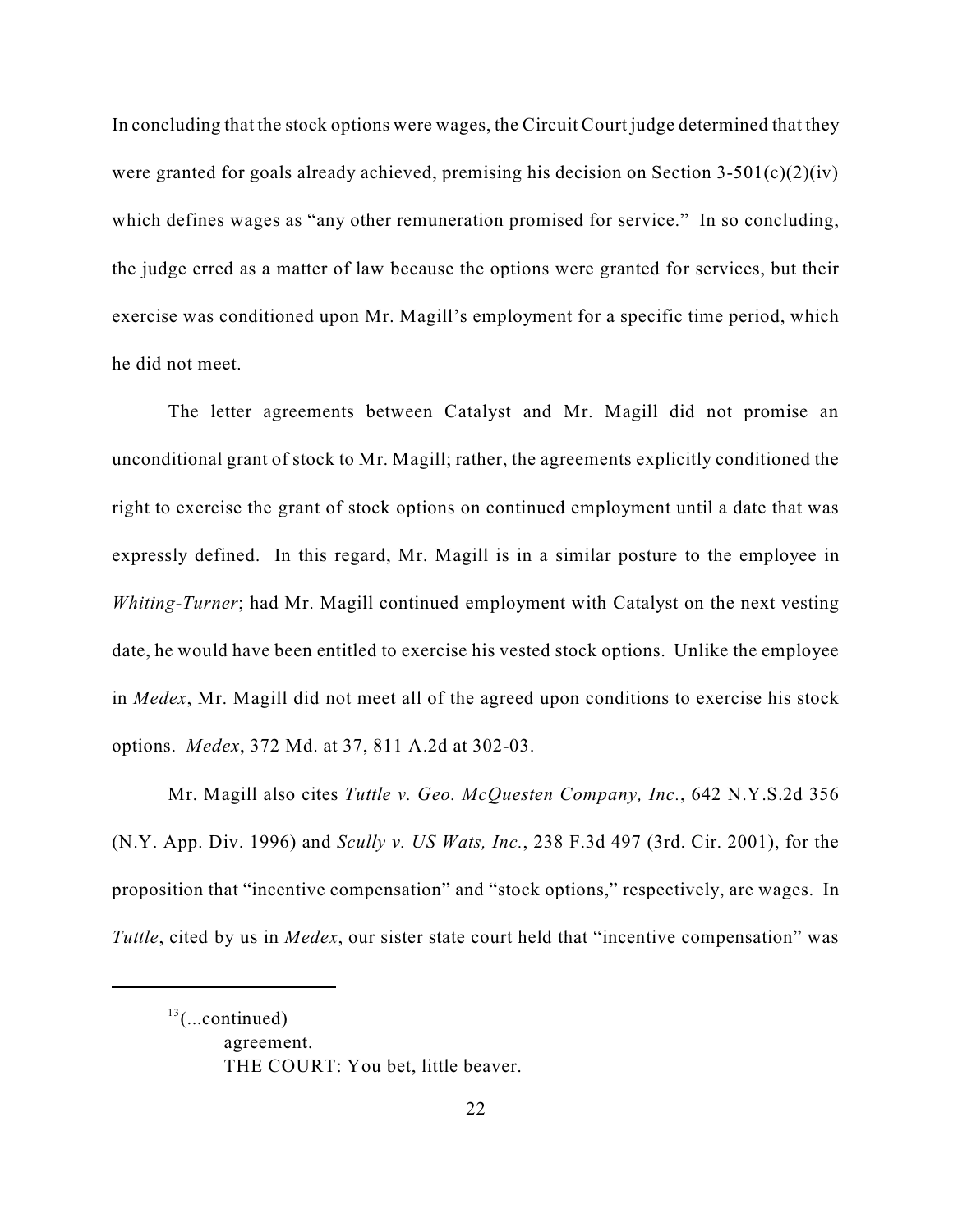In concluding that the stock options were wages, the Circuit Court judge determined that they were granted for goals already achieved, premising his decision on Section 3-501(c)(2)(iv) which defines wages as "any other remuneration promised for service." In so concluding, the judge erred as a matter of law because the options were granted for services, but their exercise was conditioned upon Mr. Magill's employment for a specific time period, which he did not meet.

The letter agreements between Catalyst and Mr. Magill did not promise an unconditional grant of stock to Mr. Magill; rather, the agreements explicitly conditioned the right to exercise the grant of stock options on continued employment until a date that was expressly defined. In this regard, Mr. Magill is in a similar posture to the employee in *Whiting-Turner*; had Mr. Magill continued employment with Catalyst on the next vesting date, he would have been entitled to exercise his vested stock options. Unlike the employee in *Medex*, Mr. Magill did not meet all of the agreed upon conditions to exercise his stock options. *Medex*, 372 Md. at 37, 811 A.2d at 302-03.

Mr. Magill also cites *Tuttle v. Geo. McQuesten Company, Inc.*, 642 N.Y.S.2d 356 (N.Y. App. Div. 1996) and *Scully v. US Wats, Inc.*, 238 F.3d 497 (3rd. Cir. 2001), for the proposition that "incentive compensation" and "stock options," respectively, are wages. In *Tuttle*, cited by us in *Medex*, our sister state court held that "incentive compensation" was

---

[13](...continued)

> agreement.
>
> THE COURT: You bet, little beaver.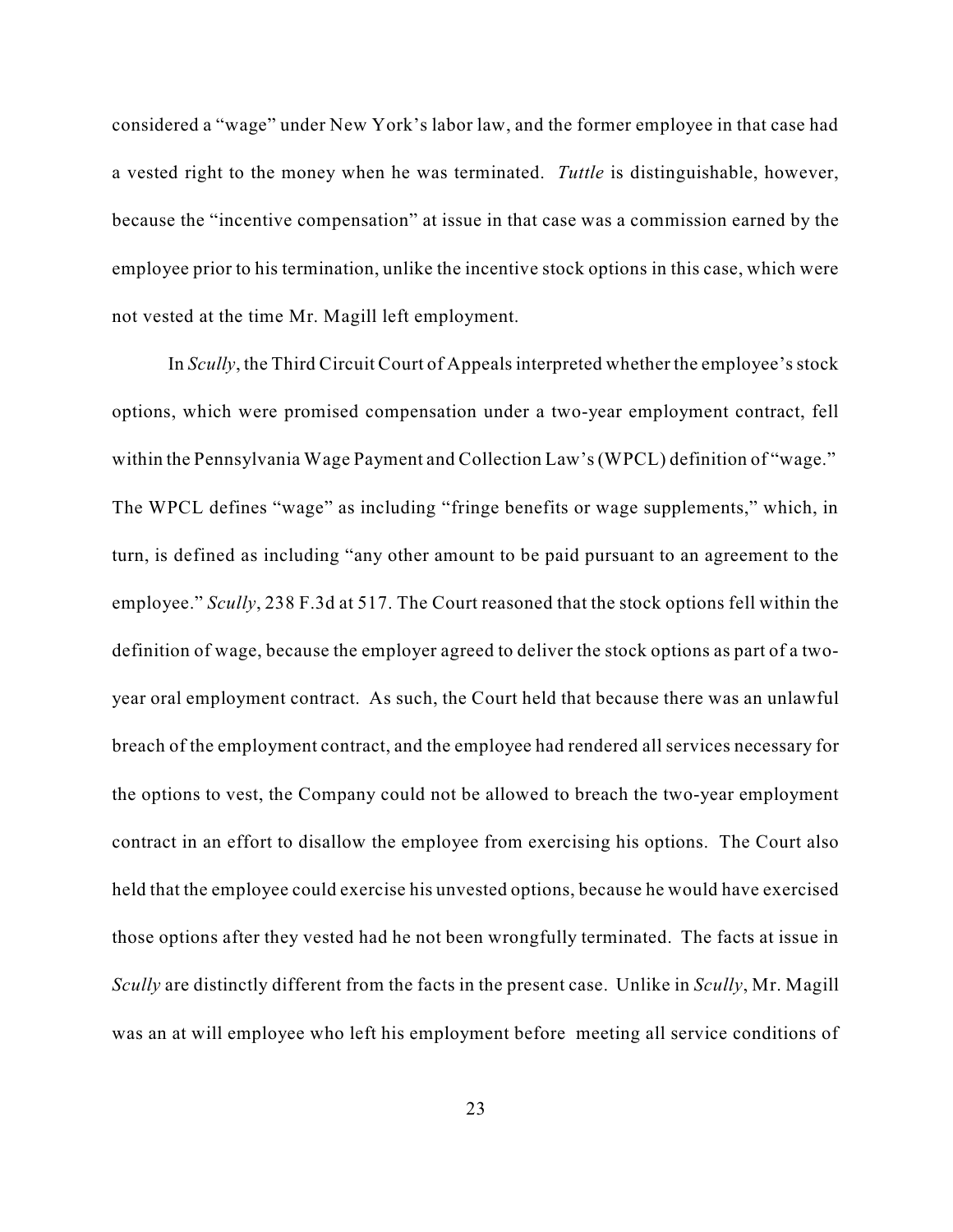considered a "wage" under New York's labor law, and the former employee in that case had a vested right to the money when he was terminated. *Tuttle* is distinguishable, however, because the "incentive compensation" at issue in that case was a commission earned by the employee prior to his termination, unlike the incentive stock options in this case, which were not vested at the time Mr. Magill left employment.

In *Scully*, the Third Circuit Court of Appeals interpreted whether the employee's stock options, which were promised compensation under a two-year employment contract, fell within the Pennsylvania Wage Payment and Collection Law's (WPCL) definition of "wage." The WPCL defines "wage" as including "fringe benefits or wage supplements," which, in turn, is defined as including "any other amount to be paid pursuant to an agreement to the employee." *Scully*, 238 F.3d at 517. The Court reasoned that the stock options fell within the definition of wage, because the employer agreed to deliver the stock options as part of a two-year oral employment contract. As such, the Court held that because there was an unlawful breach of the employment contract, and the employee had rendered all services necessary for the options to vest, the Company could not be allowed to breach the two-year employment contract in an effort to disallow the employee from exercising his options. The Court also held that the employee could exercise his unvested options, because he would have exercised those options after they vested had he not been wrongfully terminated. The facts at issue in *Scully* are distinctly different from the facts in the present case. Unlike in *Scully*, Mr. Magill was an at will employee who left his employment before meeting all service conditions of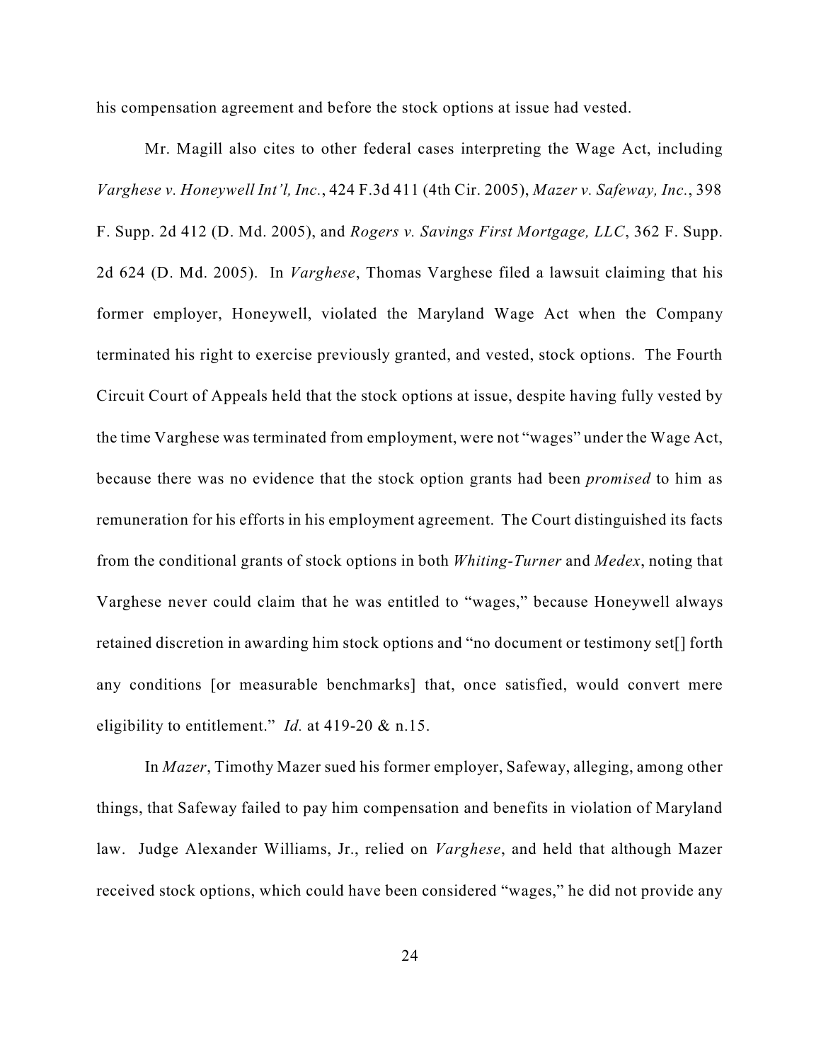his compensation agreement and before the stock options at issue had vested.

Mr. Magill also cites to other federal cases interpreting the Wage Act, including *Varghese v. Honeywell Int'l, Inc.*, 424 F.3d 411 (4th Cir. 2005), *Mazer v. Safeway, Inc.*, 398 F. Supp. 2d 412 (D. Md. 2005), and *Rogers v. Savings First Mortgage, LLC*, 362 F. Supp. 2d 624 (D. Md. 2005). In *Varghese*, Thomas Varghese filed a lawsuit claiming that his former employer, Honeywell, violated the Maryland Wage Act when the Company terminated his right to exercise previously granted, and vested, stock options. The Fourth Circuit Court of Appeals held that the stock options at issue, despite having fully vested by the time Varghese was terminated from employment, were not "wages" under the Wage Act, because there was no evidence that the stock option grants had been *promised* to him as remuneration for his efforts in his employment agreement. The Court distinguished its facts from the conditional grants of stock options in both *Whiting-Turner* and *Medex*, noting that Varghese never could claim that he was entitled to "wages," because Honeywell always retained discretion in awarding him stock options and "no document or testimony set[] forth any conditions [or measurable benchmarks] that, once satisfied, would convert mere eligibility to entitlement." *Id.* at 419-20 & n.15.

In *Mazer*, Timothy Mazer sued his former employer, Safeway, alleging, among other things, that Safeway failed to pay him compensation and benefits in violation of Maryland law. Judge Alexander Williams, Jr., relied on *Varghese*, and held that although Mazer received stock options, which could have been considered "wages," he did not provide any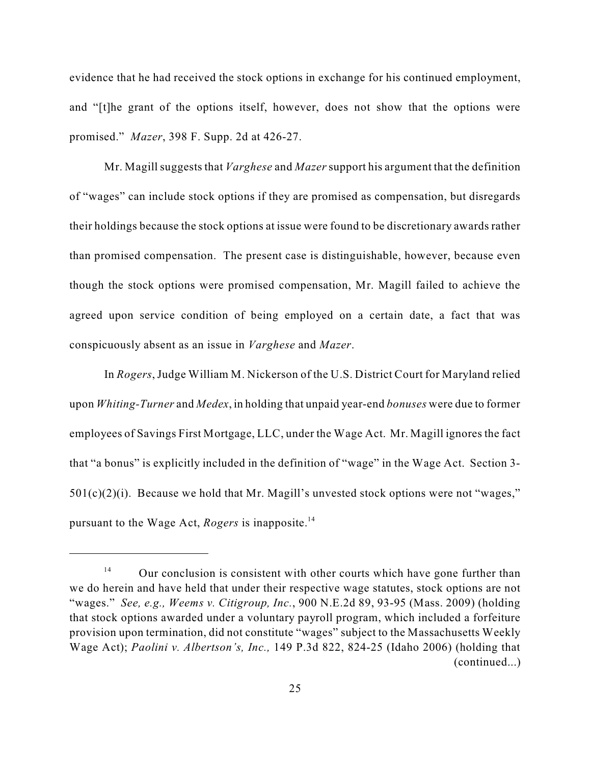evidence that he had received the stock options in exchange for his continued employment, and "[t]he grant of the options itself, however, does not show that the options were promised." *Mazer*, 398 F. Supp. 2d at 426-27.

Mr. Magill suggests that *Varghese* and *Mazer* support his argument that the definition of "wages" can include stock options if they are promised as compensation, but disregards their holdings because the stock options at issue were found to be discretionary awards rather than promised compensation. The present case is distinguishable, however, because even though the stock options were promised compensation, Mr. Magill failed to achieve the agreed upon service condition of being employed on a certain date, a fact that was conspicuously absent as an issue in *Varghese* and *Mazer*.

In *Rogers*, Judge William M. Nickerson of the U.S. District Court for Maryland relied upon *Whiting-Turner* and *Medex*, in holding that unpaid year-end *bonuses* were due to former employees of Savings First Mortgage, LLC, under the Wage Act. Mr. Magill ignores the fact that "a bonus" is explicitly included in the definition of "wage" in the Wage Act. Section 3-501(c)(2)(i). Because we hold that Mr. Magill's unvested stock options were not "wages," pursuant to the Wage Act, *Rogers* is inapposite.[14]

---

[14] Our conclusion is consistent with other courts which have gone further than we do herein and have held that under their respective wage statutes, stock options are not "wages." *See, e.g., Weems v. Citigroup, Inc.*, 900 N.E.2d 89, 93-95 (Mass. 2009) (holding that stock options awarded under a voluntary payroll program, which included a forfeiture provision upon termination, did not constitute "wages" subject to the Massachusetts Weekly Wage Act); *Paolini v. Albertson's, Inc.,* 149 P.3d 822, 824-25 (Idaho 2006) (holding that (continued...)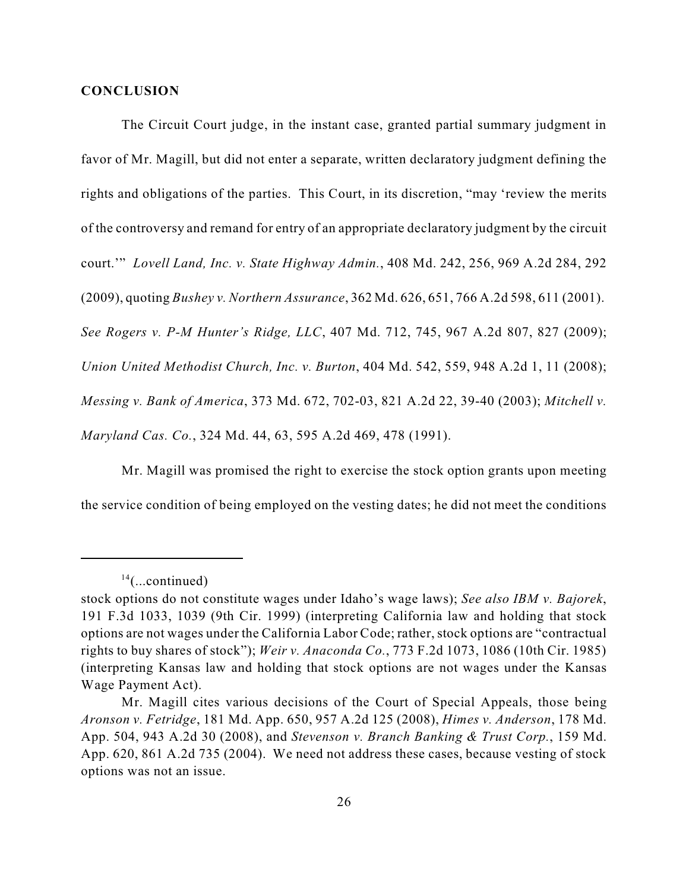## CONCLUSION

The Circuit Court judge, in the instant case, granted partial summary judgment in favor of Mr. Magill, but did not enter a separate, written declaratory judgment defining the rights and obligations of the parties. This Court, in its discretion, "may 'review the merits of the controversy and remand for entry of an appropriate declaratory judgment by the circuit court.'" *Lovell Land, Inc. v. State Highway Admin.*, 408 Md. 242, 256, 969 A.2d 284, 292 (2009), quoting *Bushey v. Northern Assurance*, 362 Md. 626, 651, 766 A.2d 598, 611 (2001). *See Rogers v. P-M Hunter's Ridge, LLC*, 407 Md. 712, 745, 967 A.2d 807, 827 (2009); *Union United Methodist Church, Inc. v. Burton*, 404 Md. 542, 559, 948 A.2d 1, 11 (2008); *Messing v. Bank of America*, 373 Md. 672, 702-03, 821 A.2d 22, 39-40 (2003); *Mitchell v. Maryland Cas. Co.*, 324 Md. 44, 63, 595 A.2d 469, 478 (1991).

Mr. Magill was promised the right to exercise the stock option grants upon meeting the service condition of being employed on the vesting dates; he did not meet the conditions

---

[14](...continued)

stock options do not constitute wages under Idaho's wage laws); *See also IBM v. Bajorek*, 191 F.3d 1033, 1039 (9th Cir. 1999) (interpreting California law and holding that stock options are not wages under the California Labor Code; rather, stock options are "contractual rights to buy shares of stock"); *Weir v. Anaconda Co.*, 773 F.2d 1073, 1086 (10th Cir. 1985) (interpreting Kansas law and holding that stock options are not wages under the Kansas Wage Payment Act).

Mr. Magill cites various decisions of the Court of Special Appeals, those being *Aronson v. Fetridge*, 181 Md. App. 650, 957 A.2d 125 (2008), *Himes v. Anderson*, 178 Md. App. 504, 943 A.2d 30 (2008), and *Stevenson v. Branch Banking & Trust Corp.*, 159 Md. App. 620, 861 A.2d 735 (2004). We need not address these cases, because vesting of stock options was not an issue.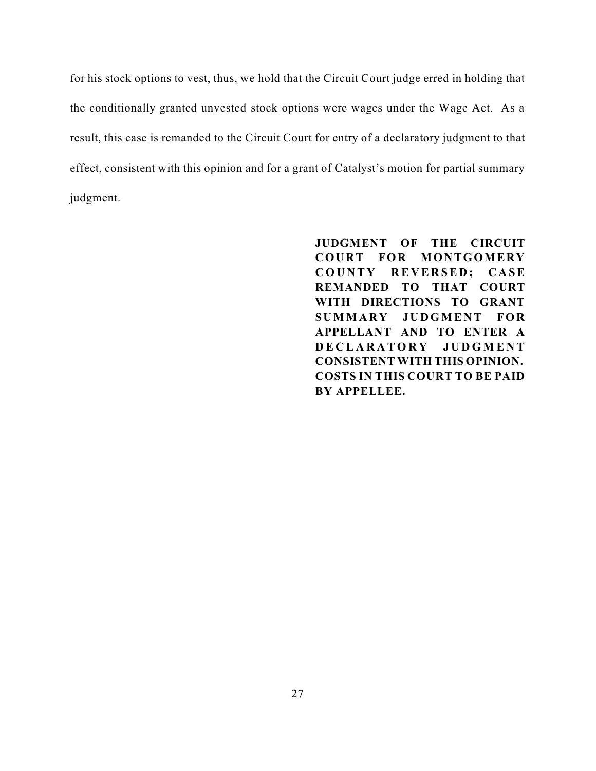for his stock options to vest, thus, we hold that the Circuit Court judge erred in holding that the conditionally granted unvested stock options were wages under the Wage Act. As a result, this case is remanded to the Circuit Court for entry of a declaratory judgment to that effect, consistent with this opinion and for a grant of Catalyst's motion for partial summary judgment.

**JUDGMENT OF THE CIRCUIT COURT FOR MONTGOMERY COUNTY REVERSED; CASE REMANDED TO THAT COURT WITH DIRECTIONS TO GRANT SUMMARY JUDGMENT FOR APPELLANT AND TO ENTER A DECLARATORY JUDGMENT CONSISTENT WITH THIS OPINION. COSTS IN THIS COURT TO BE PAID BY APPELLEE.**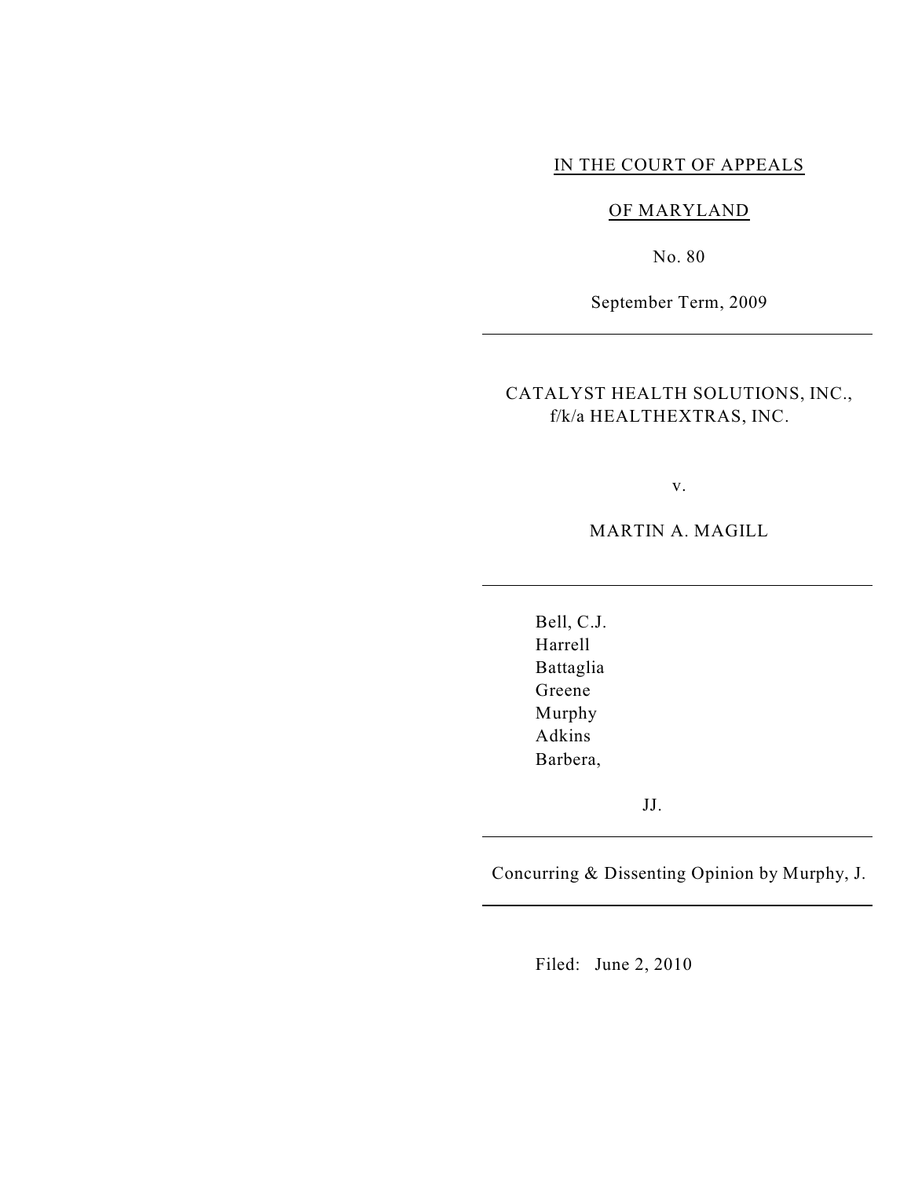IN THE COURT OF APPEALS

OF MARYLAND

No. 80

September Term, 2009

---

CATALYST HEALTH SOLUTIONS, INC., f/k/a HEALTHEXTRAS, INC.

v.

MARTIN A. MAGILL

---

Bell, C.J.
Harrell
Battaglia
Greene
Murphy
Adkins
Barbera,

JJ.

---

Concurring & Dissenting Opinion by Murphy, J.

---

Filed: June 2, 2010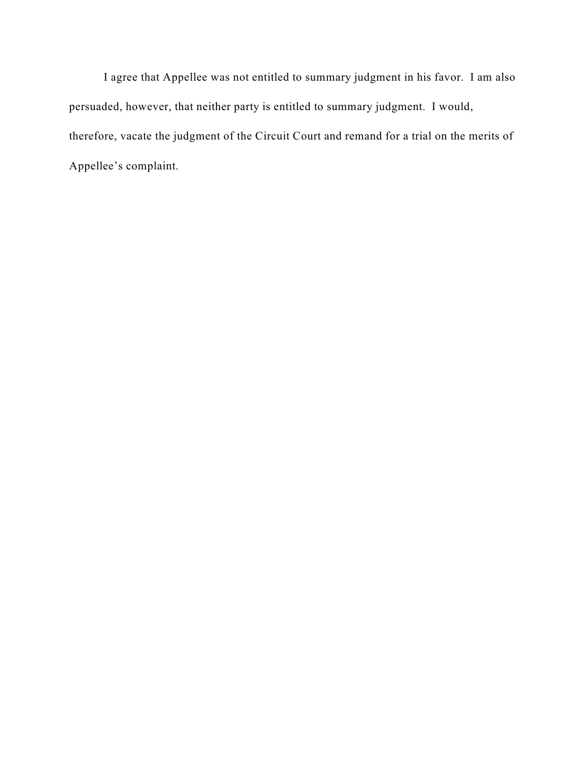I agree that Appellee was not entitled to summary judgment in his favor. I am also persuaded, however, that neither party is entitled to summary judgment. I would, therefore, vacate the judgment of the Circuit Court and remand for a trial on the merits of Appellee's complaint.